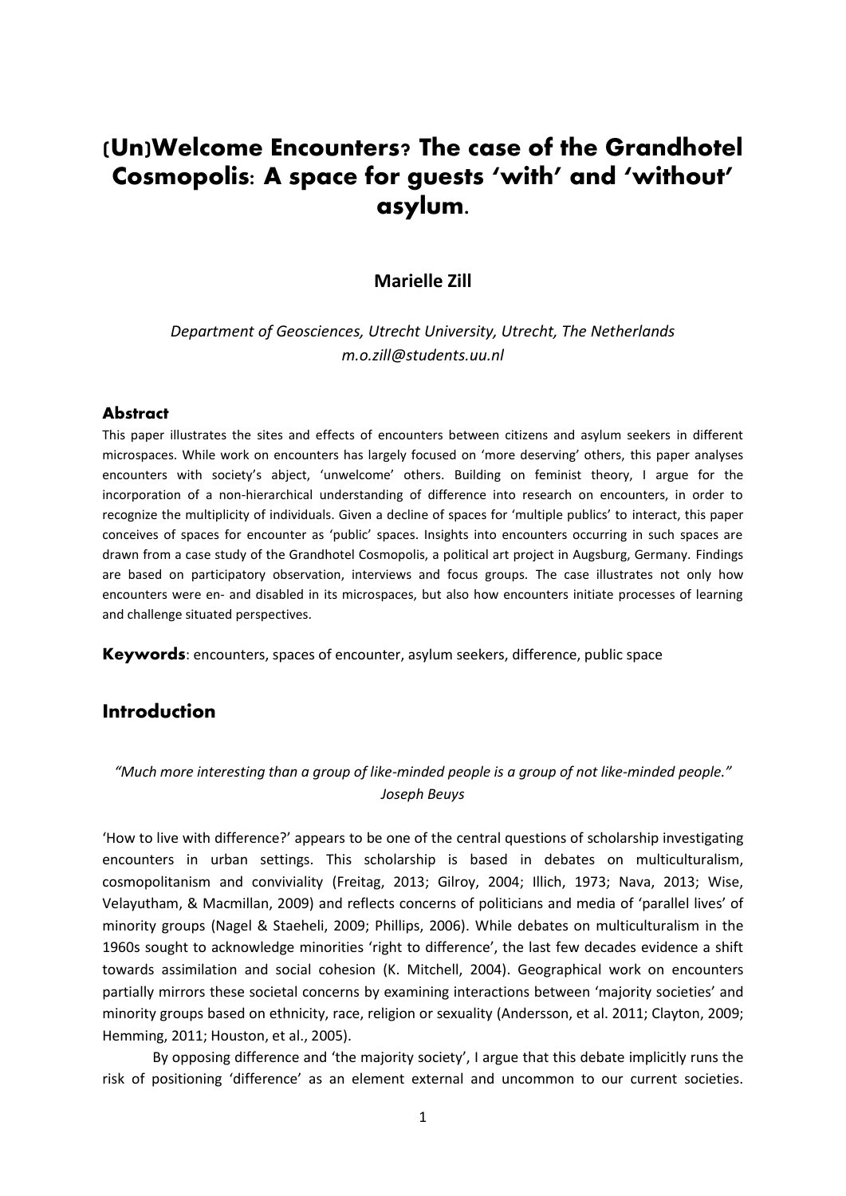# (Un)Welcome Encounters? The case of the Grandhotel Cosmopolis: A space for guests 'with' and 'without' asylum.

**Marielle Zill**

*Department of Geosciences, Utrecht University, Utrecht, The Netherlands*
*m.o.zill@students.uu.nl*

## Abstract

This paper illustrates the sites and effects of encounters between citizens and asylum seekers in different microspaces. While work on encounters has largely focused on 'more deserving' others, this paper analyses encounters with society's abject, 'unwelcome' others. Building on feminist theory, I argue for the incorporation of a non-hierarchical understanding of difference into research on encounters, in order to recognize the multiplicity of individuals. Given a decline of spaces for 'multiple publics' to interact, this paper conceives of spaces for encounter as 'public' spaces. Insights into encounters occurring in such spaces are drawn from a case study of the Grandhotel Cosmopolis, a political art project in Augsburg, Germany. Findings are based on participatory observation, interviews and focus groups. The case illustrates not only how encounters were en- and disabled in its microspaces, but also how encounters initiate processes of learning and challenge situated perspectives.

**Keywords**: encounters, spaces of encounter, asylum seekers, difference, public space

## Introduction

*"Much more interesting than a group of like-minded people is a group of not like-minded people."*
*Joseph Beuys*

'How to live with difference?' appears to be one of the central questions of scholarship investigating encounters in urban settings. This scholarship is based in debates on multiculturalism, cosmopolitanism and conviviality (Freitag, 2013; Gilroy, 2004; Illich, 1973; Nava, 2013; Wise, Velayutham, & Macmillan, 2009) and reflects concerns of politicians and media of 'parallel lives' of minority groups (Nagel & Staeheli, 2009; Phillips, 2006). While debates on multiculturalism in the 1960s sought to acknowledge minorities 'right to difference', the last few decades evidence a shift towards assimilation and social cohesion (K. Mitchell, 2004). Geographical work on encounters partially mirrors these societal concerns by examining interactions between 'majority societies' and minority groups based on ethnicity, race, religion or sexuality (Andersson, et al. 2011; Clayton, 2009; Hemming, 2011; Houston, et al., 2005).

By opposing difference and 'the majority society', I argue that this debate implicitly runs the risk of positioning 'difference' as an element external and uncommon to our current societies.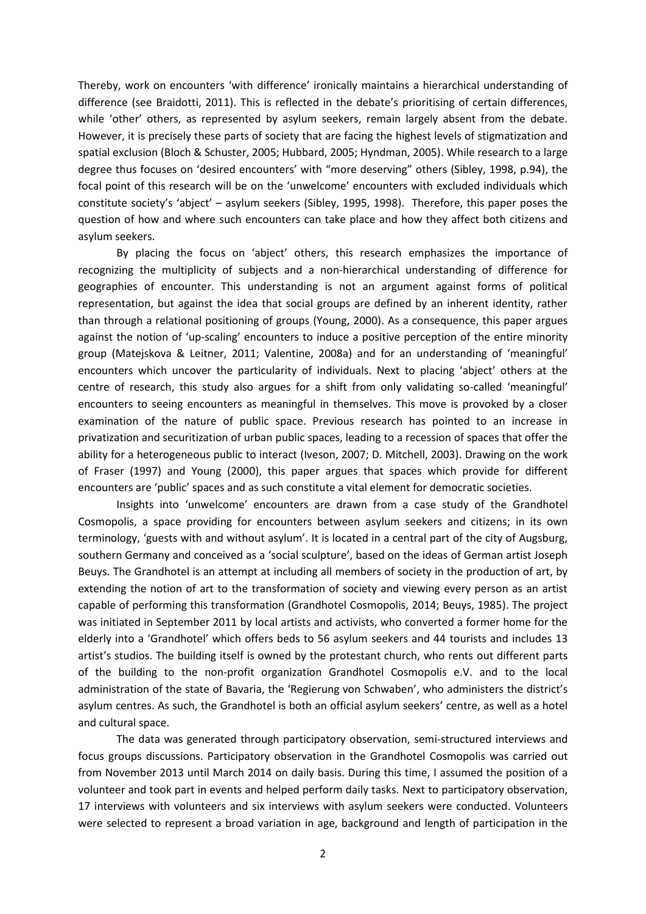Thereby, work on encounters 'with difference' ironically maintains a hierarchical understanding of difference (see Braidotti, 2011). This is reflected in the debate's prioritising of certain differences, while 'other' others, as represented by asylum seekers, remain largely absent from the debate. However, it is precisely these parts of society that are facing the highest levels of stigmatization and spatial exclusion (Bloch & Schuster, 2005; Hubbard, 2005; Hyndman, 2005). While research to a large degree thus focuses on 'desired encounters' with "more deserving" others (Sibley, 1998, p.94), the focal point of this research will be on the 'unwelcome' encounters with excluded individuals which constitute society's 'abject' – asylum seekers (Sibley, 1995, 1998). Therefore, this paper poses the question of how and where such encounters can take place and how they affect both citizens and asylum seekers.

By placing the focus on 'abject' others, this research emphasizes the importance of recognizing the multiplicity of subjects and a non-hierarchical understanding of difference for geographies of encounter. This understanding is not an argument against forms of political representation, but against the idea that social groups are defined by an inherent identity, rather than through a relational positioning of groups (Young, 2000). As a consequence, this paper argues against the notion of 'up-scaling' encounters to induce a positive perception of the entire minority group (Matejskova & Leitner, 2011; Valentine, 2008a) and for an understanding of 'meaningful' encounters which uncover the particularity of individuals. Next to placing 'abject' others at the centre of research, this study also argues for a shift from only validating so-called 'meaningful' encounters to seeing encounters as meaningful in themselves. This move is provoked by a closer examination of the nature of public space. Previous research has pointed to an increase in privatization and securitization of urban public spaces, leading to a recession of spaces that offer the ability for a heterogeneous public to interact (Iveson, 2007; D. Mitchell, 2003). Drawing on the work of Fraser (1997) and Young (2000), this paper argues that spaces which provide for different encounters are 'public' spaces and as such constitute a vital element for democratic societies.

Insights into 'unwelcome' encounters are drawn from a case study of the Grandhotel Cosmopolis, a space providing for encounters between asylum seekers and citizens; in its own terminology, 'guests with and without asylum'. It is located in a central part of the city of Augsburg, southern Germany and conceived as a 'social sculpture', based on the ideas of German artist Joseph Beuys. The Grandhotel is an attempt at including all members of society in the production of art, by extending the notion of art to the transformation of society and viewing every person as an artist capable of performing this transformation (Grandhotel Cosmopolis, 2014; Beuys, 1985). The project was initiated in September 2011 by local artists and activists, who converted a former home for the elderly into a 'Grandhotel' which offers beds to 56 asylum seekers and 44 tourists and includes 13 artist's studios. The building itself is owned by the protestant church, who rents out different parts of the building to the non-profit organization Grandhotel Cosmopolis e.V. and to the local administration of the state of Bavaria, the 'Regierung von Schwaben', who administers the district's asylum centres. As such, the Grandhotel is both an official asylum seekers' centre, as well as a hotel and cultural space.

The data was generated through participatory observation, semi-structured interviews and focus groups discussions. Participatory observation in the Grandhotel Cosmopolis was carried out from November 2013 until March 2014 on daily basis. During this time, I assumed the position of a volunteer and took part in events and helped perform daily tasks. Next to participatory observation, 17 interviews with volunteers and six interviews with asylum seekers were conducted. Volunteers were selected to represent a broad variation in age, background and length of participation in the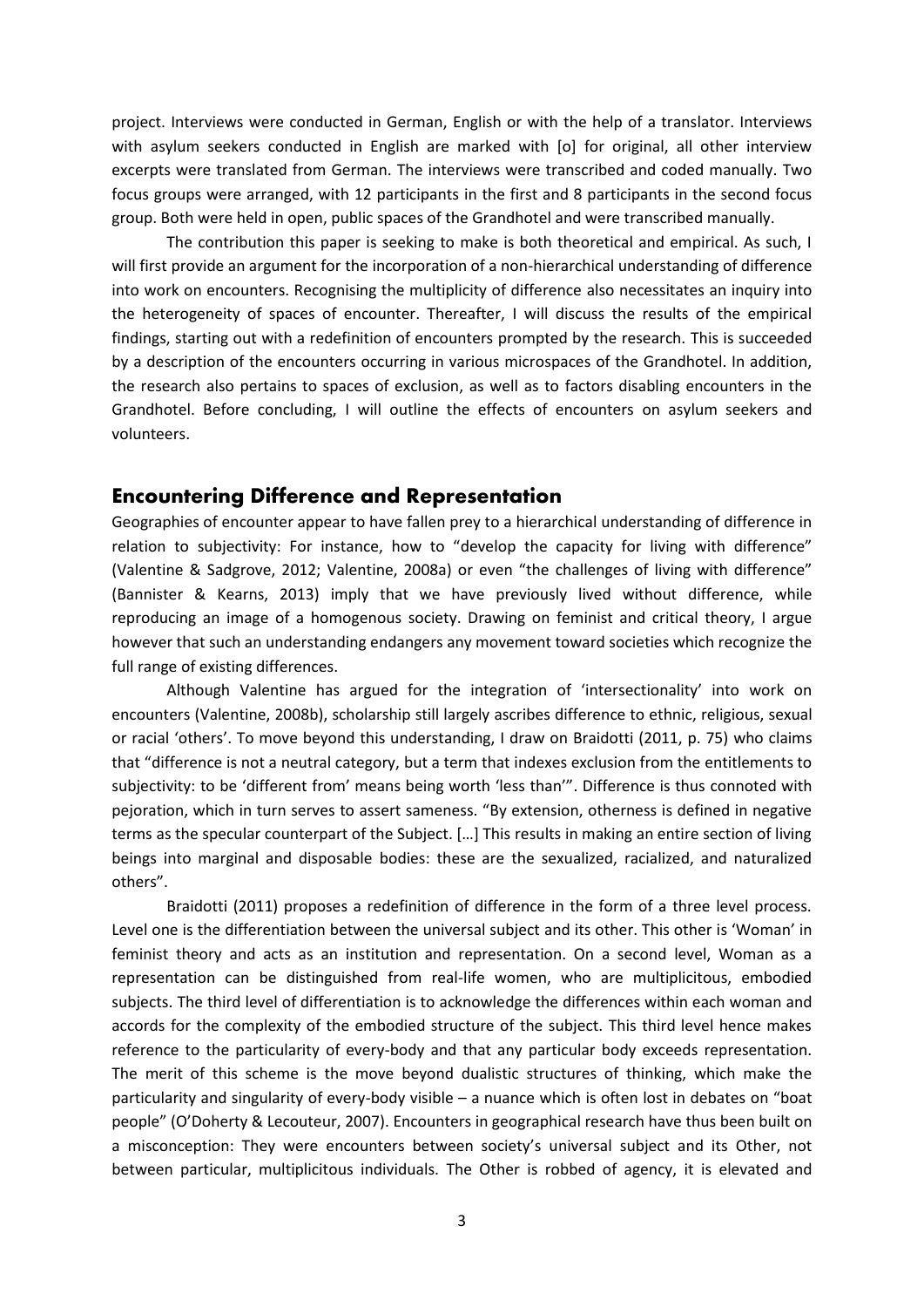project. Interviews were conducted in German, English or with the help of a translator. Interviews with asylum seekers conducted in English are marked with [o] for original, all other interview excerpts were translated from German. The interviews were transcribed and coded manually. Two focus groups were arranged, with 12 participants in the first and 8 participants in the second focus group. Both were held in open, public spaces of the Grandhotel and were transcribed manually.

The contribution this paper is seeking to make is both theoretical and empirical. As such, I will first provide an argument for the incorporation of a non-hierarchical understanding of difference into work on encounters. Recognising the multiplicity of difference also necessitates an inquiry into the heterogeneity of spaces of encounter. Thereafter, I will discuss the results of the empirical findings, starting out with a redefinition of encounters prompted by the research. This is succeeded by a description of the encounters occurring in various microspaces of the Grandhotel. In addition, the research also pertains to spaces of exclusion, as well as to factors disabling encounters in the Grandhotel. Before concluding, I will outline the effects of encounters on asylum seekers and volunteers.

## Encountering Difference and Representation

Geographies of encounter appear to have fallen prey to a hierarchical understanding of difference in relation to subjectivity: For instance, how to "develop the capacity for living with difference" (Valentine & Sadgrove, 2012; Valentine, 2008a) or even "the challenges of living with difference" (Bannister & Kearns, 2013) imply that we have previously lived without difference, while reproducing an image of a homogenous society. Drawing on feminist and critical theory, I argue however that such an understanding endangers any movement toward societies which recognize the full range of existing differences.

Although Valentine has argued for the integration of 'intersectionality' into work on encounters (Valentine, 2008b), scholarship still largely ascribes difference to ethnic, religious, sexual or racial 'others'. To move beyond this understanding, I draw on Braidotti (2011, p. 75) who claims that "difference is not a neutral category, but a term that indexes exclusion from the entitlements to subjectivity: to be 'different from' means being worth 'less than'". Difference is thus connoted with pejoration, which in turn serves to assert sameness. "By extension, otherness is defined in negative terms as the specular counterpart of the Subject. […] This results in making an entire section of living beings into marginal and disposable bodies: these are the sexualized, racialized, and naturalized others".

Braidotti (2011) proposes a redefinition of difference in the form of a three level process. Level one is the differentiation between the universal subject and its other. This other is 'Woman' in feminist theory and acts as an institution and representation. On a second level, Woman as a representation can be distinguished from real-life women, who are multiplicitous, embodied subjects. The third level of differentiation is to acknowledge the differences within each woman and accords for the complexity of the embodied structure of the subject. This third level hence makes reference to the particularity of every-body and that any particular body exceeds representation. The merit of this scheme is the move beyond dualistic structures of thinking, which make the particularity and singularity of every-body visible – a nuance which is often lost in debates on "boat people" (O'Doherty & Lecouteur, 2007). Encounters in geographical research have thus been built on a misconception: They were encounters between society's universal subject and its Other, not between particular, multiplicitous individuals. The Other is robbed of agency, it is elevated and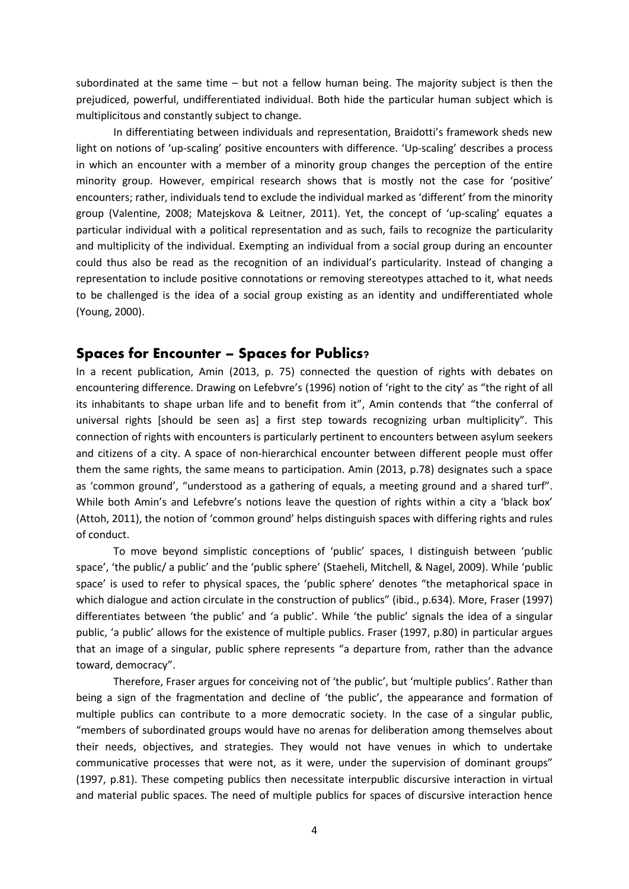subordinated at the same time – but not a fellow human being. The majority subject is then the prejudiced, powerful, undifferentiated individual. Both hide the particular human subject which is multiplicitous and constantly subject to change.

In differentiating between individuals and representation, Braidotti's framework sheds new light on notions of 'up-scaling' positive encounters with difference. 'Up-scaling' describes a process in which an encounter with a member of a minority group changes the perception of the entire minority group. However, empirical research shows that is mostly not the case for 'positive' encounters; rather, individuals tend to exclude the individual marked as 'different' from the minority group (Valentine, 2008; Matejskova & Leitner, 2011). Yet, the concept of 'up-scaling' equates a particular individual with a political representation and as such, fails to recognize the particularity and multiplicity of the individual. Exempting an individual from a social group during an encounter could thus also be read as the recognition of an individual's particularity. Instead of changing a representation to include positive connotations or removing stereotypes attached to it, what needs to be challenged is the idea of a social group existing as an identity and undifferentiated whole (Young, 2000).

## Spaces for Encounter – Spaces for Publics?

In a recent publication, Amin (2013, p. 75) connected the question of rights with debates on encountering difference. Drawing on Lefebvre's (1996) notion of 'right to the city' as "the right of all its inhabitants to shape urban life and to benefit from it", Amin contends that "the conferral of universal rights [should be seen as] a first step towards recognizing urban multiplicity". This connection of rights with encounters is particularly pertinent to encounters between asylum seekers and citizens of a city. A space of non-hierarchical encounter between different people must offer them the same rights, the same means to participation. Amin (2013, p.78) designates such a space as 'common ground', "understood as a gathering of equals, a meeting ground and a shared turf". While both Amin's and Lefebvre's notions leave the question of rights within a city a 'black box' (Attoh, 2011), the notion of 'common ground' helps distinguish spaces with differing rights and rules of conduct.

To move beyond simplistic conceptions of 'public' spaces, I distinguish between 'public space', 'the public/ a public' and the 'public sphere' (Staeheli, Mitchell, & Nagel, 2009). While 'public space' is used to refer to physical spaces, the 'public sphere' denotes "the metaphorical space in which dialogue and action circulate in the construction of publics" (ibid., p.634). More, Fraser (1997) differentiates between 'the public' and 'a public'. While 'the public' signals the idea of a singular public, 'a public' allows for the existence of multiple publics. Fraser (1997, p.80) in particular argues that an image of a singular, public sphere represents "a departure from, rather than the advance toward, democracy".

Therefore, Fraser argues for conceiving not of 'the public', but 'multiple publics'. Rather than being a sign of the fragmentation and decline of 'the public', the appearance and formation of multiple publics can contribute to a more democratic society. In the case of a singular public, "members of subordinated groups would have no arenas for deliberation among themselves about their needs, objectives, and strategies. They would not have venues in which to undertake communicative processes that were not, as it were, under the supervision of dominant groups" (1997, p.81). These competing publics then necessitate interpublic discursive interaction in virtual and material public spaces. The need of multiple publics for spaces of discursive interaction hence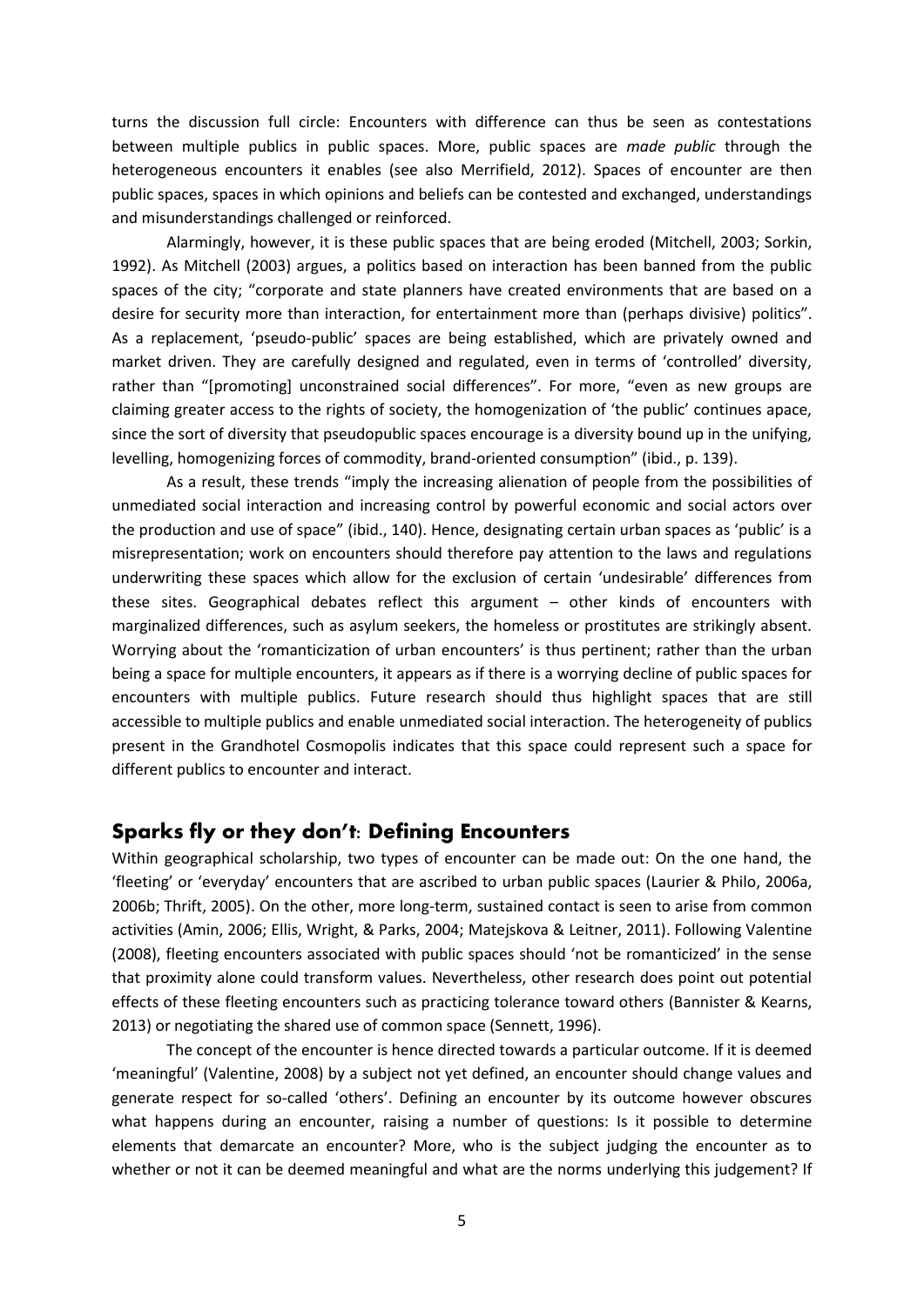turns the discussion full circle: Encounters with difference can thus be seen as contestations between multiple publics in public spaces. More, public spaces are *made public* through the heterogeneous encounters it enables (see also Merrifield, 2012). Spaces of encounter are then public spaces, spaces in which opinions and beliefs can be contested and exchanged, understandings and misunderstandings challenged or reinforced.

Alarmingly, however, it is these public spaces that are being eroded (Mitchell, 2003; Sorkin, 1992). As Mitchell (2003) argues, a politics based on interaction has been banned from the public spaces of the city; "corporate and state planners have created environments that are based on a desire for security more than interaction, for entertainment more than (perhaps divisive) politics". As a replacement, 'pseudo-public' spaces are being established, which are privately owned and market driven. They are carefully designed and regulated, even in terms of 'controlled' diversity, rather than "[promoting] unconstrained social differences". For more, "even as new groups are claiming greater access to the rights of society, the homogenization of 'the public' continues apace, since the sort of diversity that pseudopublic spaces encourage is a diversity bound up in the unifying, levelling, homogenizing forces of commodity, brand-oriented consumption" (ibid., p. 139).

As a result, these trends "imply the increasing alienation of people from the possibilities of unmediated social interaction and increasing control by powerful economic and social actors over the production and use of space" (ibid., 140). Hence, designating certain urban spaces as 'public' is a misrepresentation; work on encounters should therefore pay attention to the laws and regulations underwriting these spaces which allow for the exclusion of certain 'undesirable' differences from these sites. Geographical debates reflect this argument – other kinds of encounters with marginalized differences, such as asylum seekers, the homeless or prostitutes are strikingly absent. Worrying about the 'romanticization of urban encounters' is thus pertinent; rather than the urban being a space for multiple encounters, it appears as if there is a worrying decline of public spaces for encounters with multiple publics. Future research should thus highlight spaces that are still accessible to multiple publics and enable unmediated social interaction. The heterogeneity of publics present in the Grandhotel Cosmopolis indicates that this space could represent such a space for different publics to encounter and interact.

## Sparks fly or they don't: Defining Encounters

Within geographical scholarship, two types of encounter can be made out: On the one hand, the 'fleeting' or 'everyday' encounters that are ascribed to urban public spaces (Laurier & Philo, 2006a, 2006b; Thrift, 2005). On the other, more long-term, sustained contact is seen to arise from common activities (Amin, 2006; Ellis, Wright, & Parks, 2004; Matejskova & Leitner, 2011). Following Valentine (2008), fleeting encounters associated with public spaces should 'not be romanticized' in the sense that proximity alone could transform values. Nevertheless, other research does point out potential effects of these fleeting encounters such as practicing tolerance toward others (Bannister & Kearns, 2013) or negotiating the shared use of common space (Sennett, 1996).

The concept of the encounter is hence directed towards a particular outcome. If it is deemed 'meaningful' (Valentine, 2008) by a subject not yet defined, an encounter should change values and generate respect for so-called 'others'. Defining an encounter by its outcome however obscures what happens during an encounter, raising a number of questions: Is it possible to determine elements that demarcate an encounter? More, who is the subject judging the encounter as to whether or not it can be deemed meaningful and what are the norms underlying this judgement? If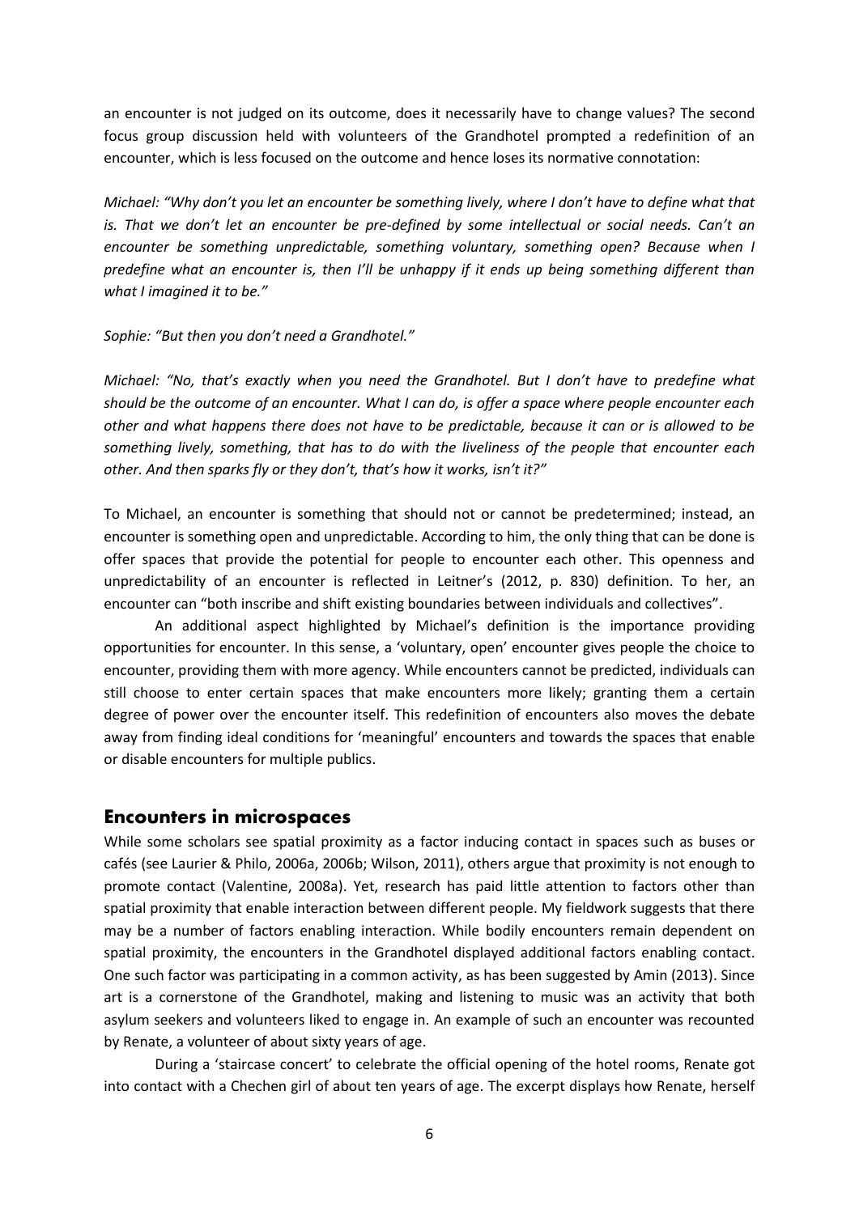an encounter is not judged on its outcome, does it necessarily have to change values? The second focus group discussion held with volunteers of the Grandhotel prompted a redefinition of an encounter, which is less focused on the outcome and hence loses its normative connotation:

*Michael: "Why don't you let an encounter be something lively, where I don't have to define what that is. That we don't let an encounter be pre-defined by some intellectual or social needs. Can't an encounter be something unpredictable, something voluntary, something open? Because when I predefine what an encounter is, then I'll be unhappy if it ends up being something different than what I imagined it to be."*

*Sophie: "But then you don't need a Grandhotel."*

*Michael: "No, that's exactly when you need the Grandhotel. But I don't have to predefine what should be the outcome of an encounter. What I can do, is offer a space where people encounter each other and what happens there does not have to be predictable, because it can or is allowed to be something lively, something, that has to do with the liveliness of the people that encounter each other. And then sparks fly or they don't, that's how it works, isn't it?"*

To Michael, an encounter is something that should not or cannot be predetermined; instead, an encounter is something open and unpredictable. According to him, the only thing that can be done is offer spaces that provide the potential for people to encounter each other. This openness and unpredictability of an encounter is reflected in Leitner's (2012, p. 830) definition. To her, an encounter can "both inscribe and shift existing boundaries between individuals and collectives".

An additional aspect highlighted by Michael's definition is the importance providing opportunities for encounter. In this sense, a 'voluntary, open' encounter gives people the choice to encounter, providing them with more agency. While encounters cannot be predicted, individuals can still choose to enter certain spaces that make encounters more likely; granting them a certain degree of power over the encounter itself. This redefinition of encounters also moves the debate away from finding ideal conditions for 'meaningful' encounters and towards the spaces that enable or disable encounters for multiple publics.

## Encounters in microspaces

While some scholars see spatial proximity as a factor inducing contact in spaces such as buses or cafés (see Laurier & Philo, 2006a, 2006b; Wilson, 2011), others argue that proximity is not enough to promote contact (Valentine, 2008a). Yet, research has paid little attention to factors other than spatial proximity that enable interaction between different people. My fieldwork suggests that there may be a number of factors enabling interaction. While bodily encounters remain dependent on spatial proximity, the encounters in the Grandhotel displayed additional factors enabling contact. One such factor was participating in a common activity, as has been suggested by Amin (2013). Since art is a cornerstone of the Grandhotel, making and listening to music was an activity that both asylum seekers and volunteers liked to engage in. An example of such an encounter was recounted by Renate, a volunteer of about sixty years of age.

During a 'staircase concert' to celebrate the official opening of the hotel rooms, Renate got into contact with a Chechen girl of about ten years of age. The excerpt displays how Renate, herself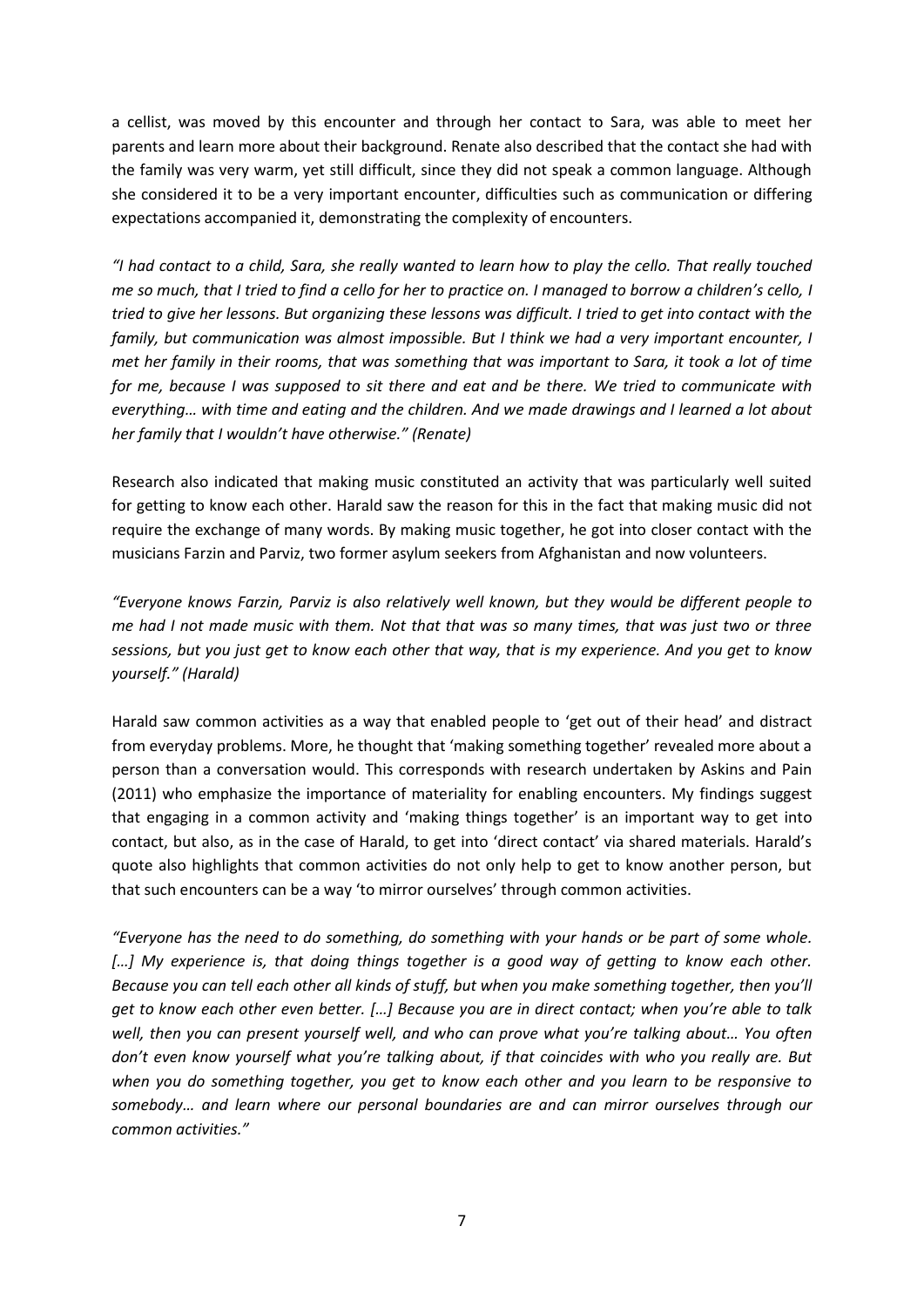a cellist, was moved by this encounter and through her contact to Sara, was able to meet her parents and learn more about their background. Renate also described that the contact she had with the family was very warm, yet still difficult, since they did not speak a common language. Although she considered it to be a very important encounter, difficulties such as communication or differing expectations accompanied it, demonstrating the complexity of encounters.

*"I had contact to a child, Sara, she really wanted to learn how to play the cello. That really touched me so much, that I tried to find a cello for her to practice on. I managed to borrow a children's cello, I tried to give her lessons. But organizing these lessons was difficult. I tried to get into contact with the family, but communication was almost impossible. But I think we had a very important encounter, I met her family in their rooms, that was something that was important to Sara, it took a lot of time for me, because I was supposed to sit there and eat and be there. We tried to communicate with everything… with time and eating and the children. And we made drawings and I learned a lot about her family that I wouldn't have otherwise." (Renate)*

Research also indicated that making music constituted an activity that was particularly well suited for getting to know each other. Harald saw the reason for this in the fact that making music did not require the exchange of many words. By making music together, he got into closer contact with the musicians Farzin and Parviz, two former asylum seekers from Afghanistan and now volunteers.

*"Everyone knows Farzin, Parviz is also relatively well known, but they would be different people to me had I not made music with them. Not that that was so many times, that was just two or three sessions, but you just get to know each other that way, that is my experience. And you get to know yourself." (Harald)*

Harald saw common activities as a way that enabled people to 'get out of their head' and distract from everyday problems. More, he thought that 'making something together' revealed more about a person than a conversation would. This corresponds with research undertaken by Askins and Pain (2011) who emphasize the importance of materiality for enabling encounters. My findings suggest that engaging in a common activity and 'making things together' is an important way to get into contact, but also, as in the case of Harald, to get into 'direct contact' via shared materials. Harald's quote also highlights that common activities do not only help to get to know another person, but that such encounters can be a way 'to mirror ourselves' through common activities.

*"Everyone has the need to do something, do something with your hands or be part of some whole. […] My experience is, that doing things together is a good way of getting to know each other. Because you can tell each other all kinds of stuff, but when you make something together, then you'll get to know each other even better. […] Because you are in direct contact; when you're able to talk well, then you can present yourself well, and who can prove what you're talking about… You often don't even know yourself what you're talking about, if that coincides with who you really are. But when you do something together, you get to know each other and you learn to be responsive to somebody… and learn where our personal boundaries are and can mirror ourselves through our common activities."*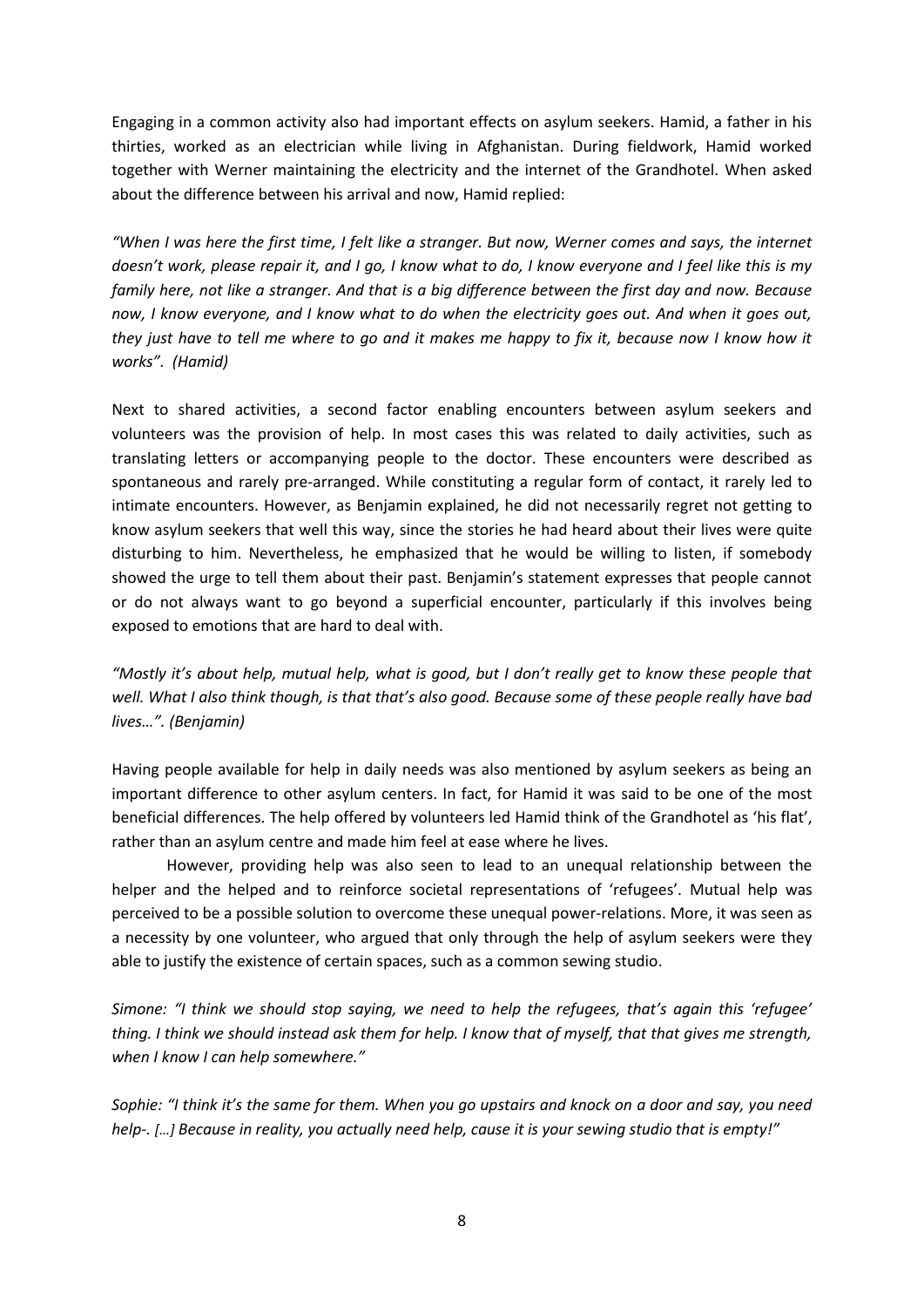Engaging in a common activity also had important effects on asylum seekers. Hamid, a father in his thirties, worked as an electrician while living in Afghanistan. During fieldwork, Hamid worked together with Werner maintaining the electricity and the internet of the Grandhotel. When asked about the difference between his arrival and now, Hamid replied:

*"When I was here the first time, I felt like a stranger. But now, Werner comes and says, the internet doesn't work, please repair it, and I go, I know what to do, I know everyone and I feel like this is my family here, not like a stranger. And that is a big difference between the first day and now. Because now, I know everyone, and I know what to do when the electricity goes out. And when it goes out, they just have to tell me where to go and it makes me happy to fix it, because now I know how it works". (Hamid)*

Next to shared activities, a second factor enabling encounters between asylum seekers and volunteers was the provision of help. In most cases this was related to daily activities, such as translating letters or accompanying people to the doctor. These encounters were described as spontaneous and rarely pre-arranged. While constituting a regular form of contact, it rarely led to intimate encounters. However, as Benjamin explained, he did not necessarily regret not getting to know asylum seekers that well this way, since the stories he had heard about their lives were quite disturbing to him. Nevertheless, he emphasized that he would be willing to listen, if somebody showed the urge to tell them about their past. Benjamin's statement expresses that people cannot or do not always want to go beyond a superficial encounter, particularly if this involves being exposed to emotions that are hard to deal with.

*"Mostly it's about help, mutual help, what is good, but I don't really get to know these people that well. What I also think though, is that that's also good. Because some of these people really have bad lives…". (Benjamin)*

Having people available for help in daily needs was also mentioned by asylum seekers as being an important difference to other asylum centers. In fact, for Hamid it was said to be one of the most beneficial differences. The help offered by volunteers led Hamid think of the Grandhotel as 'his flat', rather than an asylum centre and made him feel at ease where he lives.

However, providing help was also seen to lead to an unequal relationship between the helper and the helped and to reinforce societal representations of 'refugees'. Mutual help was perceived to be a possible solution to overcome these unequal power-relations. More, it was seen as a necessity by one volunteer, who argued that only through the help of asylum seekers were they able to justify the existence of certain spaces, such as a common sewing studio.

*Simone: "I think we should stop saying, we need to help the refugees, that's again this 'refugee' thing. I think we should instead ask them for help. I know that of myself, that that gives me strength, when I know I can help somewhere."*

*Sophie: "I think it's the same for them. When you go upstairs and knock on a door and say, you need help-. […] Because in reality, you actually need help, cause it is your sewing studio that is empty!"*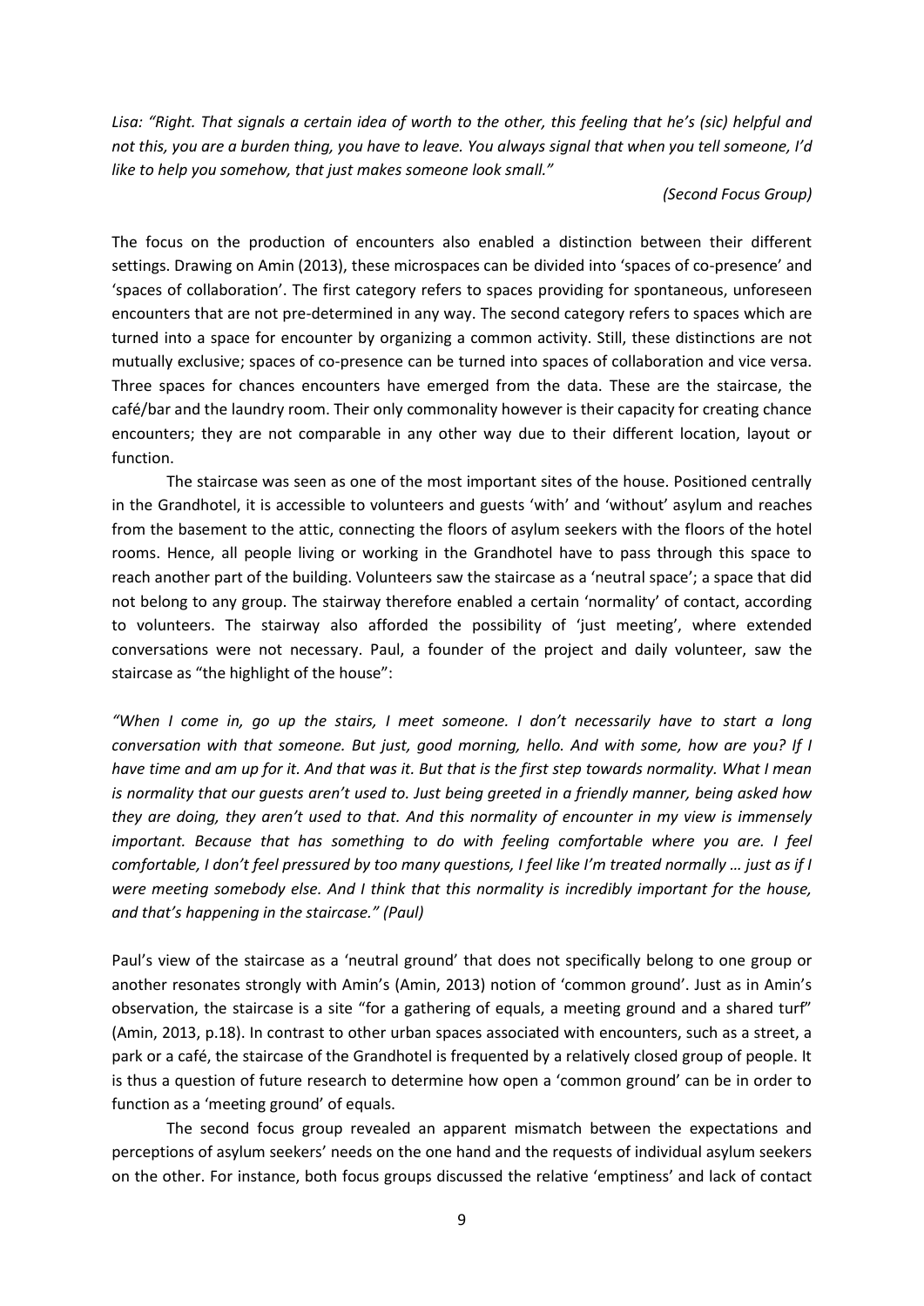*Lisa: "Right. That signals a certain idea of worth to the other, this feeling that he's (sic) helpful and not this, you are a burden thing, you have to leave. You always signal that when you tell someone, I'd like to help you somehow, that just makes someone look small."*

*(Second Focus Group)*

The focus on the production of encounters also enabled a distinction between their different settings. Drawing on Amin (2013), these microspaces can be divided into 'spaces of co-presence' and 'spaces of collaboration'. The first category refers to spaces providing for spontaneous, unforeseen encounters that are not pre-determined in any way. The second category refers to spaces which are turned into a space for encounter by organizing a common activity. Still, these distinctions are not mutually exclusive; spaces of co-presence can be turned into spaces of collaboration and vice versa. Three spaces for chances encounters have emerged from the data. These are the staircase, the café/bar and the laundry room. Their only commonality however is their capacity for creating chance encounters; they are not comparable in any other way due to their different location, layout or function.

The staircase was seen as one of the most important sites of the house. Positioned centrally in the Grandhotel, it is accessible to volunteers and guests 'with' and 'without' asylum and reaches from the basement to the attic, connecting the floors of asylum seekers with the floors of the hotel rooms. Hence, all people living or working in the Grandhotel have to pass through this space to reach another part of the building. Volunteers saw the staircase as a 'neutral space'; a space that did not belong to any group. The stairway therefore enabled a certain 'normality' of contact, according to volunteers. The stairway also afforded the possibility of 'just meeting', where extended conversations were not necessary. Paul, a founder of the project and daily volunteer, saw the staircase as "the highlight of the house":

*"When I come in, go up the stairs, I meet someone. I don't necessarily have to start a long conversation with that someone. But just, good morning, hello. And with some, how are you? If I have time and am up for it. And that was it. But that is the first step towards normality. What I mean is normality that our guests aren't used to. Just being greeted in a friendly manner, being asked how they are doing, they aren't used to that. And this normality of encounter in my view is immensely important. Because that has something to do with feeling comfortable where you are. I feel comfortable, I don't feel pressured by too many questions, I feel like I'm treated normally … just as if I were meeting somebody else. And I think that this normality is incredibly important for the house, and that's happening in the staircase." (Paul)*

Paul's view of the staircase as a 'neutral ground' that does not specifically belong to one group or another resonates strongly with Amin's (Amin, 2013) notion of 'common ground'. Just as in Amin's observation, the staircase is a site "for a gathering of equals, a meeting ground and a shared turf" (Amin, 2013, p.18). In contrast to other urban spaces associated with encounters, such as a street, a park or a café, the staircase of the Grandhotel is frequented by a relatively closed group of people. It is thus a question of future research to determine how open a 'common ground' can be in order to function as a 'meeting ground' of equals.

The second focus group revealed an apparent mismatch between the expectations and perceptions of asylum seekers' needs on the one hand and the requests of individual asylum seekers on the other. For instance, both focus groups discussed the relative 'emptiness' and lack of contact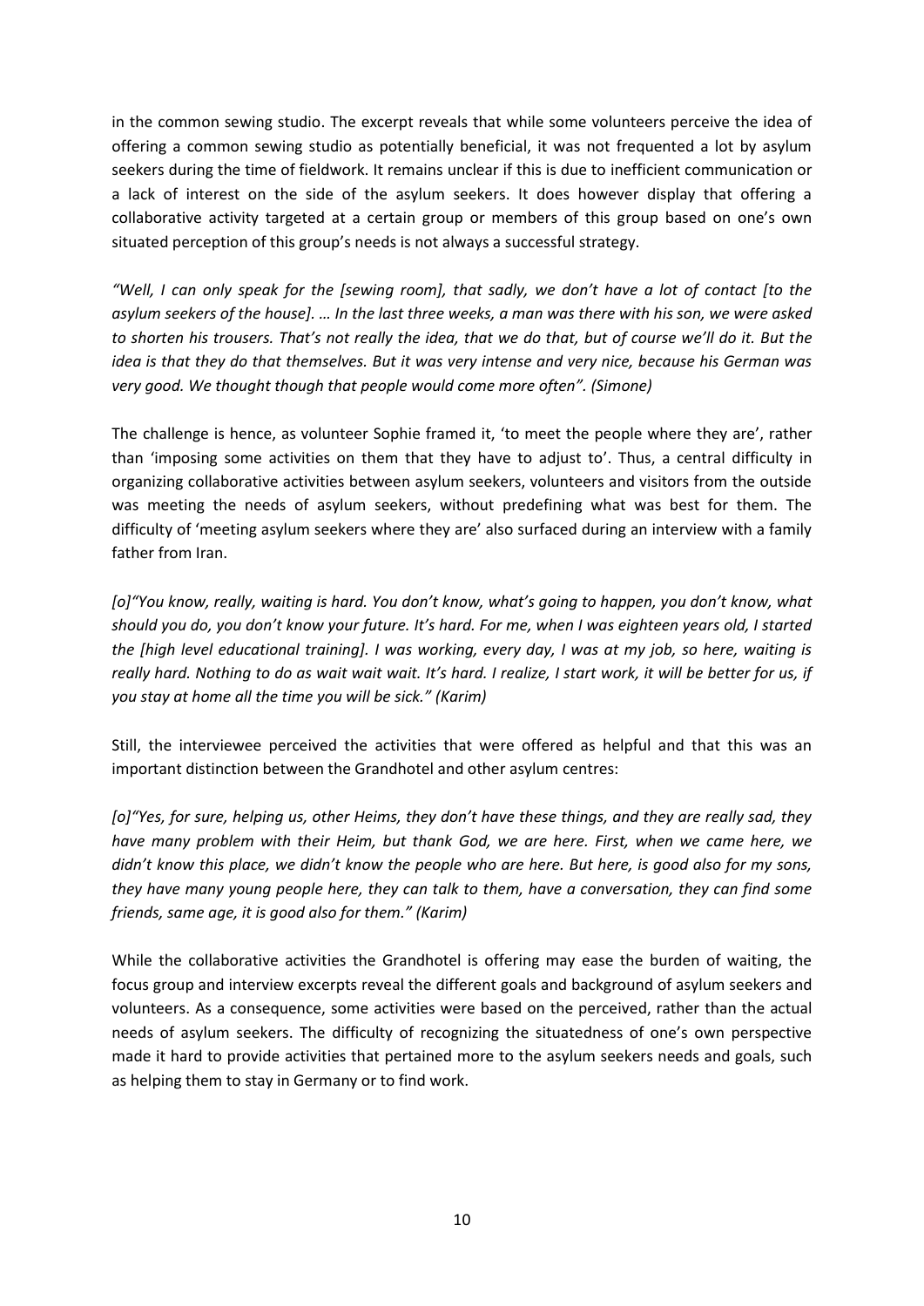in the common sewing studio. The excerpt reveals that while some volunteers perceive the idea of offering a common sewing studio as potentially beneficial, it was not frequented a lot by asylum seekers during the time of fieldwork. It remains unclear if this is due to inefficient communication or a lack of interest on the side of the asylum seekers. It does however display that offering a collaborative activity targeted at a certain group or members of this group based on one's own situated perception of this group's needs is not always a successful strategy.

*"Well, I can only speak for the [sewing room], that sadly, we don't have a lot of contact [to the asylum seekers of the house]. … In the last three weeks, a man was there with his son, we were asked to shorten his trousers. That's not really the idea, that we do that, but of course we'll do it. But the idea is that they do that themselves. But it was very intense and very nice, because his German was very good. We thought though that people would come more often". (Simone)*

The challenge is hence, as volunteer Sophie framed it, 'to meet the people where they are', rather than 'imposing some activities on them that they have to adjust to'. Thus, a central difficulty in organizing collaborative activities between asylum seekers, volunteers and visitors from the outside was meeting the needs of asylum seekers, without predefining what was best for them. The difficulty of 'meeting asylum seekers where they are' also surfaced during an interview with a family father from Iran.

*[o]"You know, really, waiting is hard. You don't know, what's going to happen, you don't know, what should you do, you don't know your future. It's hard. For me, when I was eighteen years old, I started the [high level educational training]. I was working, every day, I was at my job, so here, waiting is really hard. Nothing to do as wait wait wait. It's hard. I realize, I start work, it will be better for us, if you stay at home all the time you will be sick." (Karim)*

Still, the interviewee perceived the activities that were offered as helpful and that this was an important distinction between the Grandhotel and other asylum centres:

*[o]"Yes, for sure, helping us, other Heims, they don't have these things, and they are really sad, they have many problem with their Heim, but thank God, we are here. First, when we came here, we didn't know this place, we didn't know the people who are here. But here, is good also for my sons, they have many young people here, they can talk to them, have a conversation, they can find some friends, same age, it is good also for them." (Karim)*

While the collaborative activities the Grandhotel is offering may ease the burden of waiting, the focus group and interview excerpts reveal the different goals and background of asylum seekers and volunteers. As a consequence, some activities were based on the perceived, rather than the actual needs of asylum seekers. The difficulty of recognizing the situatedness of one's own perspective made it hard to provide activities that pertained more to the asylum seekers needs and goals, such as helping them to stay in Germany or to find work.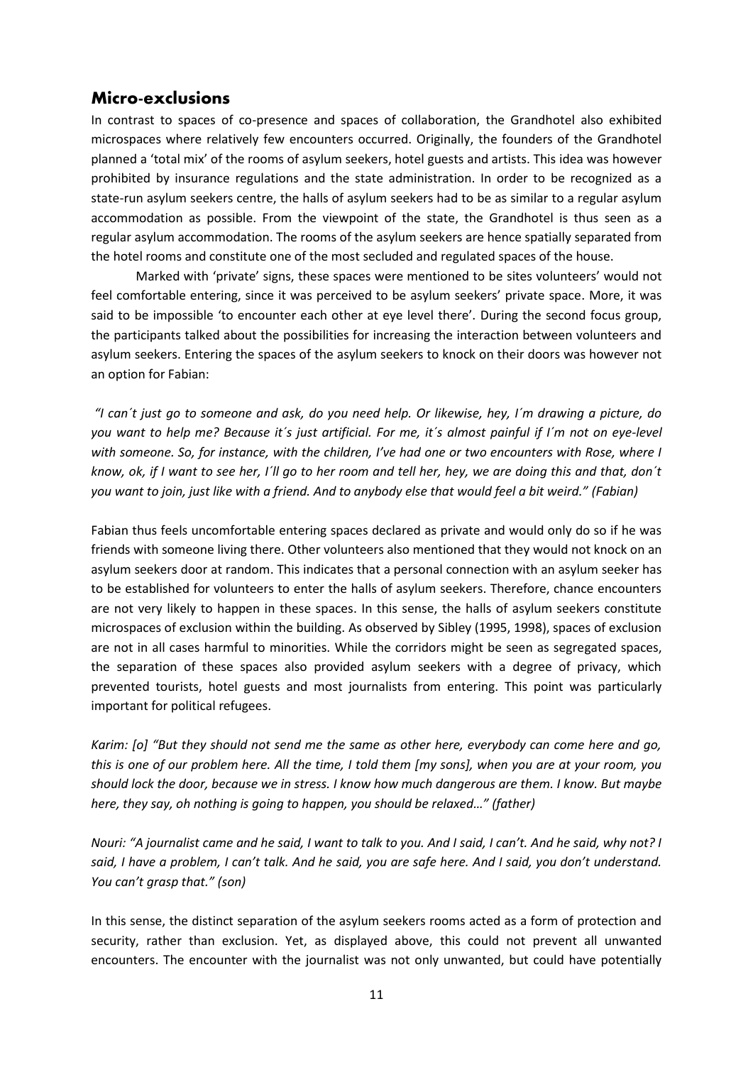## Micro-exclusions

In contrast to spaces of co-presence and spaces of collaboration, the Grandhotel also exhibited microspaces where relatively few encounters occurred. Originally, the founders of the Grandhotel planned a 'total mix' of the rooms of asylum seekers, hotel guests and artists. This idea was however prohibited by insurance regulations and the state administration. In order to be recognized as a state-run asylum seekers centre, the halls of asylum seekers had to be as similar to a regular asylum accommodation as possible. From the viewpoint of the state, the Grandhotel is thus seen as a regular asylum accommodation. The rooms of the asylum seekers are hence spatially separated from the hotel rooms and constitute one of the most secluded and regulated spaces of the house.

Marked with 'private' signs, these spaces were mentioned to be sites volunteers' would not feel comfortable entering, since it was perceived to be asylum seekers' private space. More, it was said to be impossible 'to encounter each other at eye level there'. During the second focus group, the participants talked about the possibilities for increasing the interaction between volunteers and asylum seekers. Entering the spaces of the asylum seekers to knock on their doors was however not an option for Fabian:

*"I can´t just go to someone and ask, do you need help. Or likewise, hey, I´m drawing a picture, do you want to help me? Because it´s just artificial. For me, it´s almost painful if I´m not on eye-level with someone. So, for instance, with the children, I've had one or two encounters with Rose, where I know, ok, if I want to see her, I´ll go to her room and tell her, hey, we are doing this and that, don´t you want to join, just like with a friend. And to anybody else that would feel a bit weird." (Fabian)*

Fabian thus feels uncomfortable entering spaces declared as private and would only do so if he was friends with someone living there. Other volunteers also mentioned that they would not knock on an asylum seekers door at random. This indicates that a personal connection with an asylum seeker has to be established for volunteers to enter the halls of asylum seekers. Therefore, chance encounters are not very likely to happen in these spaces. In this sense, the halls of asylum seekers constitute microspaces of exclusion within the building. As observed by Sibley (1995, 1998), spaces of exclusion are not in all cases harmful to minorities. While the corridors might be seen as segregated spaces, the separation of these spaces also provided asylum seekers with a degree of privacy, which prevented tourists, hotel guests and most journalists from entering. This point was particularly important for political refugees.

*Karim: [o] "But they should not send me the same as other here, everybody can come here and go, this is one of our problem here. All the time, I told them [my sons], when you are at your room, you should lock the door, because we in stress. I know how much dangerous are them. I know. But maybe here, they say, oh nothing is going to happen, you should be relaxed…" (father)*

*Nouri: "A journalist came and he said, I want to talk to you. And I said, I can't. And he said, why not? I said, I have a problem, I can't talk. And he said, you are safe here. And I said, you don't understand. You can't grasp that." (son)*

In this sense, the distinct separation of the asylum seekers rooms acted as a form of protection and security, rather than exclusion. Yet, as displayed above, this could not prevent all unwanted encounters. The encounter with the journalist was not only unwanted, but could have potentially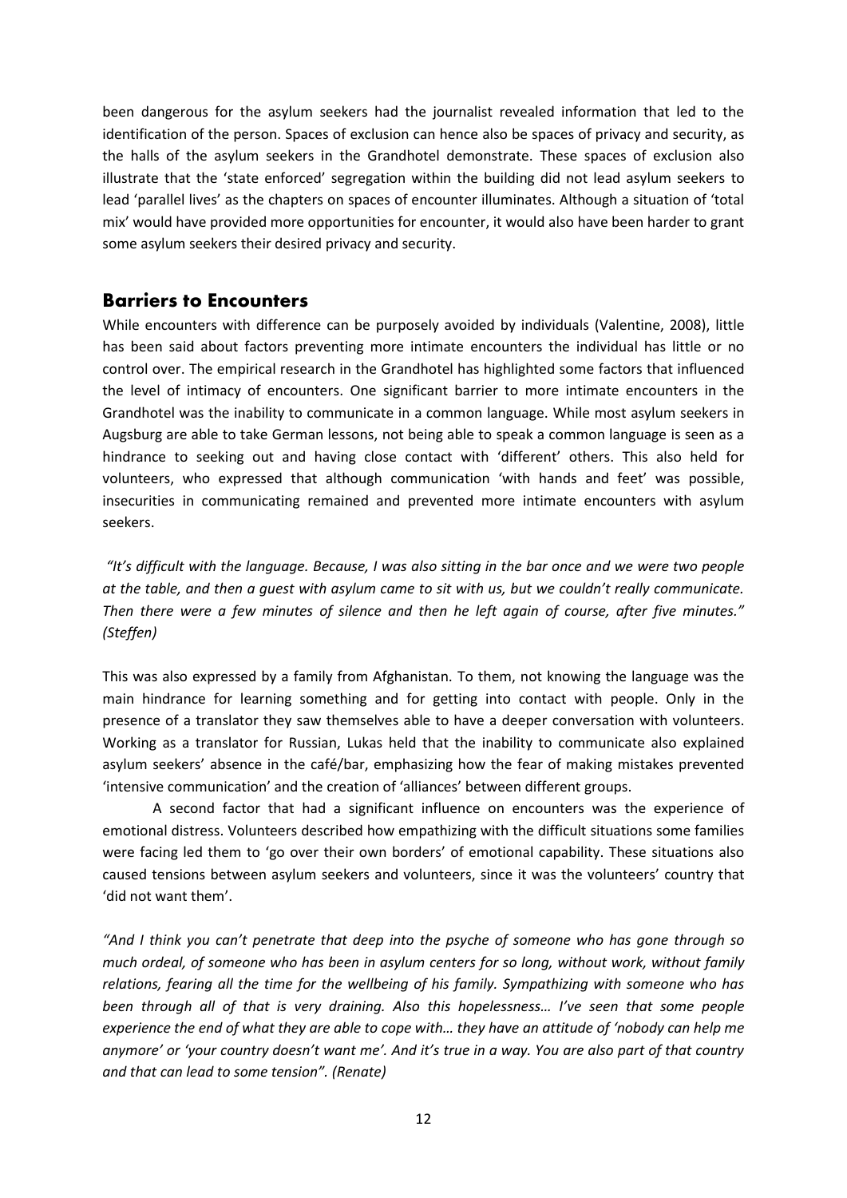been dangerous for the asylum seekers had the journalist revealed information that led to the identification of the person. Spaces of exclusion can hence also be spaces of privacy and security, as the halls of the asylum seekers in the Grandhotel demonstrate. These spaces of exclusion also illustrate that the 'state enforced' segregation within the building did not lead asylum seekers to lead 'parallel lives' as the chapters on spaces of encounter illuminates. Although a situation of 'total mix' would have provided more opportunities for encounter, it would also have been harder to grant some asylum seekers their desired privacy and security.

## Barriers to Encounters

While encounters with difference can be purposely avoided by individuals (Valentine, 2008), little has been said about factors preventing more intimate encounters the individual has little or no control over. The empirical research in the Grandhotel has highlighted some factors that influenced the level of intimacy of encounters. One significant barrier to more intimate encounters in the Grandhotel was the inability to communicate in a common language. While most asylum seekers in Augsburg are able to take German lessons, not being able to speak a common language is seen as a hindrance to seeking out and having close contact with 'different' others. This also held for volunteers, who expressed that although communication 'with hands and feet' was possible, insecurities in communicating remained and prevented more intimate encounters with asylum seekers.

*"It's difficult with the language. Because, I was also sitting in the bar once and we were two people at the table, and then a guest with asylum came to sit with us, but we couldn't really communicate. Then there were a few minutes of silence and then he left again of course, after five minutes." (Steffen)*

This was also expressed by a family from Afghanistan. To them, not knowing the language was the main hindrance for learning something and for getting into contact with people. Only in the presence of a translator they saw themselves able to have a deeper conversation with volunteers. Working as a translator for Russian, Lukas held that the inability to communicate also explained asylum seekers' absence in the café/bar, emphasizing how the fear of making mistakes prevented 'intensive communication' and the creation of 'alliances' between different groups.

A second factor that had a significant influence on encounters was the experience of emotional distress. Volunteers described how empathizing with the difficult situations some families were facing led them to 'go over their own borders' of emotional capability. These situations also caused tensions between asylum seekers and volunteers, since it was the volunteers' country that 'did not want them'.

*"And I think you can't penetrate that deep into the psyche of someone who has gone through so much ordeal, of someone who has been in asylum centers for so long, without work, without family relations, fearing all the time for the wellbeing of his family. Sympathizing with someone who has been through all of that is very draining. Also this hopelessness… I've seen that some people experience the end of what they are able to cope with… they have an attitude of 'nobody can help me anymore' or 'your country doesn't want me'. And it's true in a way. You are also part of that country and that can lead to some tension". (Renate)*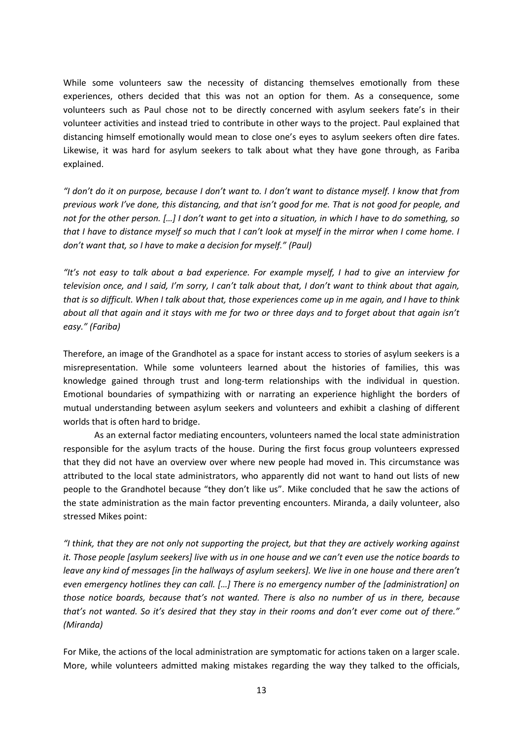While some volunteers saw the necessity of distancing themselves emotionally from these experiences, others decided that this was not an option for them. As a consequence, some volunteers such as Paul chose not to be directly concerned with asylum seekers fate's in their volunteer activities and instead tried to contribute in other ways to the project. Paul explained that distancing himself emotionally would mean to close one's eyes to asylum seekers often dire fates. Likewise, it was hard for asylum seekers to talk about what they have gone through, as Fariba explained.

*"I don't do it on purpose, because I don't want to. I don't want to distance myself. I know that from previous work I've done, this distancing, and that isn't good for me. That is not good for people, and not for the other person. […] I don't want to get into a situation, in which I have to do something, so that I have to distance myself so much that I can't look at myself in the mirror when I come home. I don't want that, so I have to make a decision for myself." (Paul)*

*"It's not easy to talk about a bad experience. For example myself, I had to give an interview for television once, and I said, I'm sorry, I can't talk about that, I don't want to think about that again, that is so difficult. When I talk about that, those experiences come up in me again, and I have to think about all that again and it stays with me for two or three days and to forget about that again isn't easy." (Fariba)*

Therefore, an image of the Grandhotel as a space for instant access to stories of asylum seekers is a misrepresentation. While some volunteers learned about the histories of families, this was knowledge gained through trust and long-term relationships with the individual in question. Emotional boundaries of sympathizing with or narrating an experience highlight the borders of mutual understanding between asylum seekers and volunteers and exhibit a clashing of different worlds that is often hard to bridge.

As an external factor mediating encounters, volunteers named the local state administration responsible for the asylum tracts of the house. During the first focus group volunteers expressed that they did not have an overview over where new people had moved in. This circumstance was attributed to the local state administrators, who apparently did not want to hand out lists of new people to the Grandhotel because "they don't like us". Mike concluded that he saw the actions of the state administration as the main factor preventing encounters. Miranda, a daily volunteer, also stressed Mikes point:

*"I think, that they are not only not supporting the project, but that they are actively working against it. Those people [asylum seekers] live with us in one house and we can't even use the notice boards to leave any kind of messages [in the hallways of asylum seekers]. We live in one house and there aren't even emergency hotlines they can call. […] There is no emergency number of the [administration] on those notice boards, because that's not wanted. There is also no number of us in there, because that's not wanted. So it's desired that they stay in their rooms and don't ever come out of there." (Miranda)*

For Mike, the actions of the local administration are symptomatic for actions taken on a larger scale. More, while volunteers admitted making mistakes regarding the way they talked to the officials,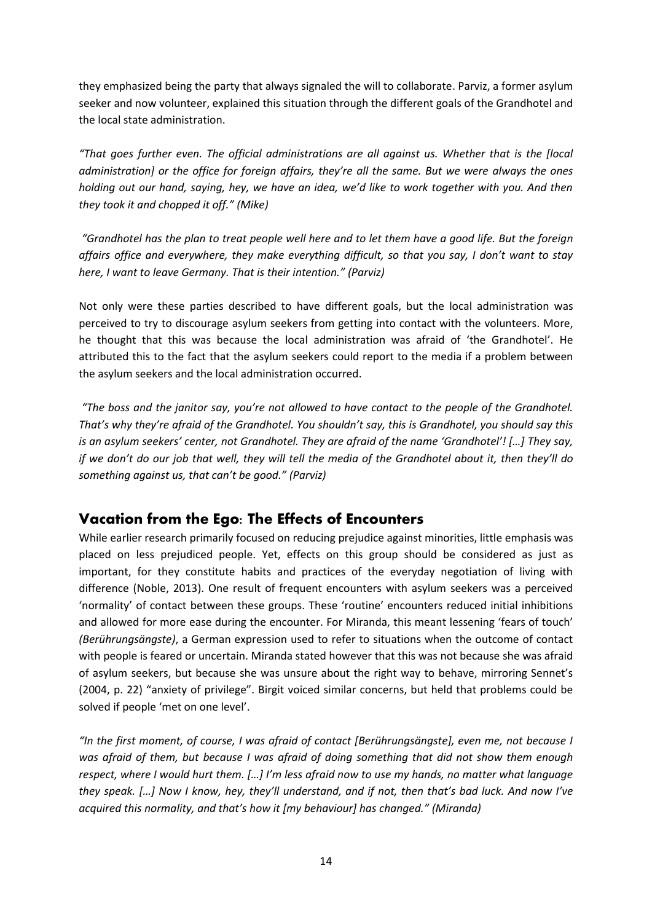they emphasized being the party that always signaled the will to collaborate. Parviz, a former asylum seeker and now volunteer, explained this situation through the different goals of the Grandhotel and the local state administration.

*"That goes further even. The official administrations are all against us. Whether that is the [local administration] or the office for foreign affairs, they're all the same. But we were always the ones holding out our hand, saying, hey, we have an idea, we'd like to work together with you. And then they took it and chopped it off." (Mike)*

*"Grandhotel has the plan to treat people well here and to let them have a good life. But the foreign affairs office and everywhere, they make everything difficult, so that you say, I don't want to stay here, I want to leave Germany. That is their intention." (Parviz)*

Not only were these parties described to have different goals, but the local administration was perceived to try to discourage asylum seekers from getting into contact with the volunteers. More, he thought that this was because the local administration was afraid of 'the Grandhotel'. He attributed this to the fact that the asylum seekers could report to the media if a problem between the asylum seekers and the local administration occurred.

*"The boss and the janitor say, you're not allowed to have contact to the people of the Grandhotel. That's why they're afraid of the Grandhotel. You shouldn't say, this is Grandhotel, you should say this is an asylum seekers' center, not Grandhotel. They are afraid of the name 'Grandhotel'! […] They say, if we don't do our job that well, they will tell the media of the Grandhotel about it, then they'll do something against us, that can't be good." (Parviz)*

## Vacation from the Ego: The Effects of Encounters

While earlier research primarily focused on reducing prejudice against minorities, little emphasis was placed on less prejudiced people. Yet, effects on this group should be considered as just as important, for they constitute habits and practices of the everyday negotiation of living with difference (Noble, 2013). One result of frequent encounters with asylum seekers was a perceived 'normality' of contact between these groups. These 'routine' encounters reduced initial inhibitions and allowed for more ease during the encounter. For Miranda, this meant lessening 'fears of touch' *(Berührungsängste)*, a German expression used to refer to situations when the outcome of contact with people is feared or uncertain. Miranda stated however that this was not because she was afraid of asylum seekers, but because she was unsure about the right way to behave, mirroring Sennet's (2004, p. 22) "anxiety of privilege". Birgit voiced similar concerns, but held that problems could be solved if people 'met on one level'.

*"In the first moment, of course, I was afraid of contact [Berührungsängste], even me, not because I was afraid of them, but because I was afraid of doing something that did not show them enough respect, where I would hurt them. […] I'm less afraid now to use my hands, no matter what language they speak. […] Now I know, hey, they'll understand, and if not, then that's bad luck. And now I've acquired this normality, and that's how it [my behaviour] has changed." (Miranda)*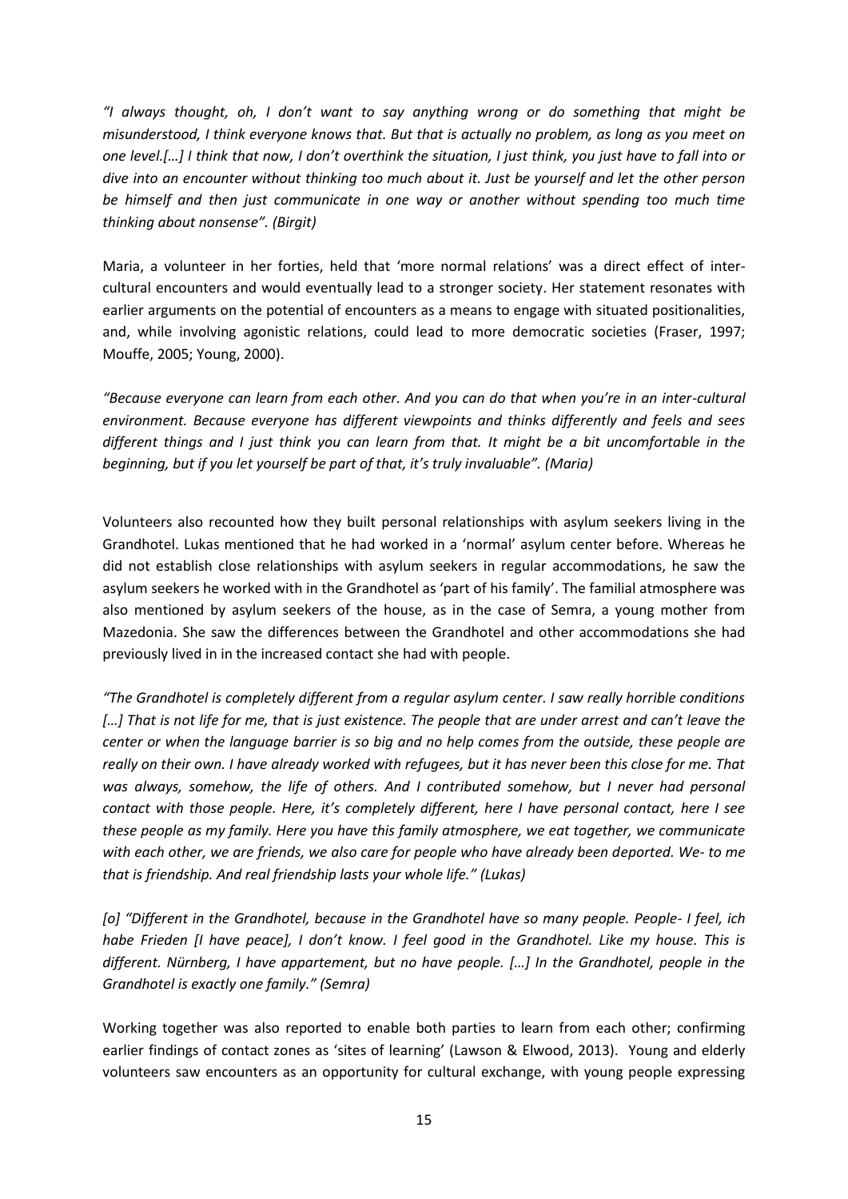*"I always thought, oh, I don't want to say anything wrong or do something that might be misunderstood, I think everyone knows that. But that is actually no problem, as long as you meet on one level.[…] I think that now, I don't overthink the situation, I just think, you just have to fall into or dive into an encounter without thinking too much about it. Just be yourself and let the other person be himself and then just communicate in one way or another without spending too much time thinking about nonsense". (Birgit)*

Maria, a volunteer in her forties, held that 'more normal relations' was a direct effect of inter-cultural encounters and would eventually lead to a stronger society. Her statement resonates with earlier arguments on the potential of encounters as a means to engage with situated positionalities, and, while involving agonistic relations, could lead to more democratic societies (Fraser, 1997; Mouffe, 2005; Young, 2000).

*"Because everyone can learn from each other. And you can do that when you're in an inter-cultural environment. Because everyone has different viewpoints and thinks differently and feels and sees different things and I just think you can learn from that. It might be a bit uncomfortable in the beginning, but if you let yourself be part of that, it's truly invaluable". (Maria)*

Volunteers also recounted how they built personal relationships with asylum seekers living in the Grandhotel. Lukas mentioned that he had worked in a 'normal' asylum center before. Whereas he did not establish close relationships with asylum seekers in regular accommodations, he saw the asylum seekers he worked with in the Grandhotel as 'part of his family'. The familial atmosphere was also mentioned by asylum seekers of the house, as in the case of Semra, a young mother from Mazedonia. She saw the differences between the Grandhotel and other accommodations she had previously lived in in the increased contact she had with people.

*"The Grandhotel is completely different from a regular asylum center. I saw really horrible conditions […] That is not life for me, that is just existence. The people that are under arrest and can't leave the center or when the language barrier is so big and no help comes from the outside, these people are really on their own. I have already worked with refugees, but it has never been this close for me. That was always, somehow, the life of others. And I contributed somehow, but I never had personal contact with those people. Here, it's completely different, here I have personal contact, here I see these people as my family. Here you have this family atmosphere, we eat together, we communicate with each other, we are friends, we also care for people who have already been deported. We- to me that is friendship. And real friendship lasts your whole life." (Lukas)*

*[o] "Different in the Grandhotel, because in the Grandhotel have so many people. People- I feel, ich habe Frieden [I have peace], I don't know. I feel good in the Grandhotel. Like my house. This is different. Nürnberg, I have appartement, but no have people. […] In the Grandhotel, people in the Grandhotel is exactly one family." (Semra)*

Working together was also reported to enable both parties to learn from each other; confirming earlier findings of contact zones as 'sites of learning' (Lawson & Elwood, 2013). Young and elderly volunteers saw encounters as an opportunity for cultural exchange, with young people expressing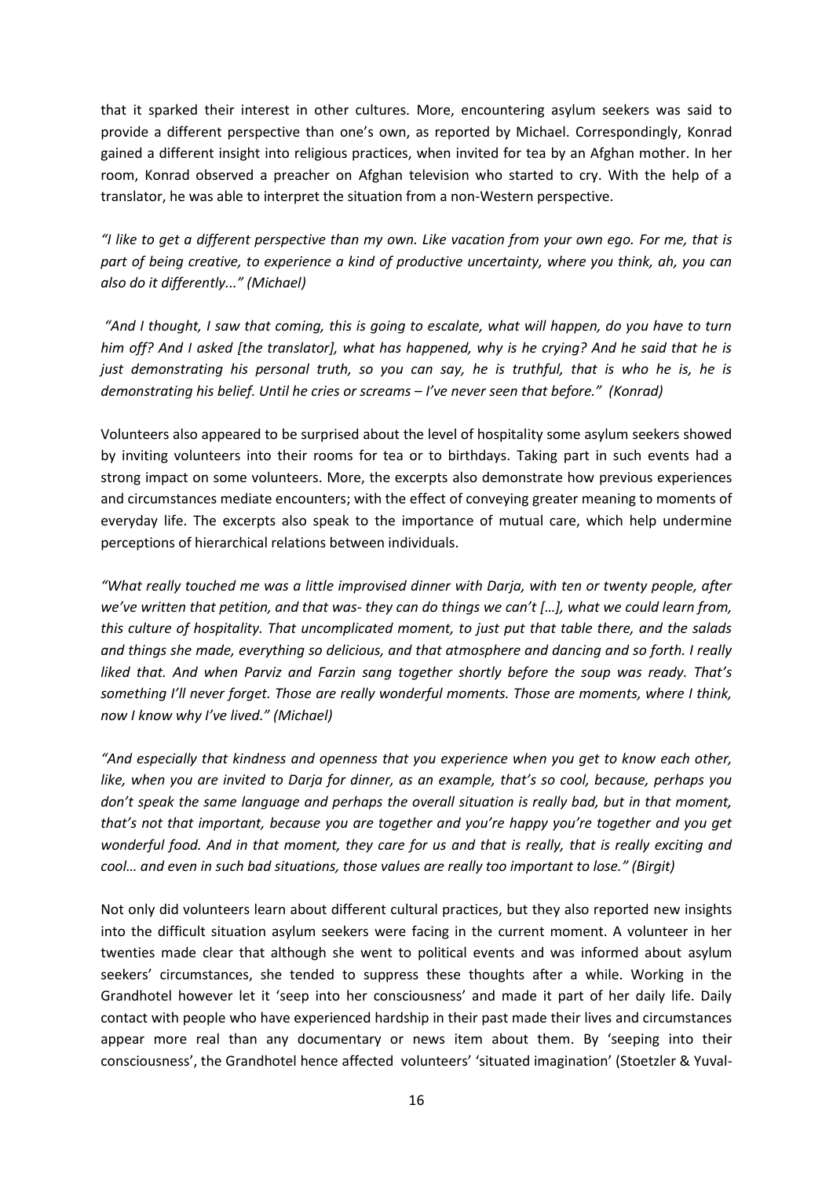that it sparked their interest in other cultures. More, encountering asylum seekers was said to provide a different perspective than one's own, as reported by Michael. Correspondingly, Konrad gained a different insight into religious practices, when invited for tea by an Afghan mother. In her room, Konrad observed a preacher on Afghan television who started to cry. With the help of a translator, he was able to interpret the situation from a non-Western perspective.

*"I like to get a different perspective than my own. Like vacation from your own ego. For me, that is part of being creative, to experience a kind of productive uncertainty, where you think, ah, you can also do it differently..." (Michael)*

*"And I thought, I saw that coming, this is going to escalate, what will happen, do you have to turn him off? And I asked [the translator], what has happened, why is he crying? And he said that he is just demonstrating his personal truth, so you can say, he is truthful, that is who he is, he is demonstrating his belief. Until he cries or screams – I've never seen that before." (Konrad)*

Volunteers also appeared to be surprised about the level of hospitality some asylum seekers showed by inviting volunteers into their rooms for tea or to birthdays. Taking part in such events had a strong impact on some volunteers. More, the excerpts also demonstrate how previous experiences and circumstances mediate encounters; with the effect of conveying greater meaning to moments of everyday life. The excerpts also speak to the importance of mutual care, which help undermine perceptions of hierarchical relations between individuals.

*"What really touched me was a little improvised dinner with Darja, with ten or twenty people, after we've written that petition, and that was- they can do things we can't […], what we could learn from, this culture of hospitality. That uncomplicated moment, to just put that table there, and the salads and things she made, everything so delicious, and that atmosphere and dancing and so forth. I really liked that. And when Parviz and Farzin sang together shortly before the soup was ready. That's something I'll never forget. Those are really wonderful moments. Those are moments, where I think, now I know why I've lived." (Michael)*

*"And especially that kindness and openness that you experience when you get to know each other, like, when you are invited to Darja for dinner, as an example, that's so cool, because, perhaps you don't speak the same language and perhaps the overall situation is really bad, but in that moment, that's not that important, because you are together and you're happy you're together and you get wonderful food. And in that moment, they care for us and that is really, that is really exciting and cool… and even in such bad situations, those values are really too important to lose." (Birgit)*

Not only did volunteers learn about different cultural practices, but they also reported new insights into the difficult situation asylum seekers were facing in the current moment. A volunteer in her twenties made clear that although she went to political events and was informed about asylum seekers' circumstances, she tended to suppress these thoughts after a while. Working in the Grandhotel however let it 'seep into her consciousness' and made it part of her daily life. Daily contact with people who have experienced hardship in their past made their lives and circumstances appear more real than any documentary or news item about them. By 'seeping into their consciousness', the Grandhotel hence affected volunteers' 'situated imagination' (Stoetzler & Yuval-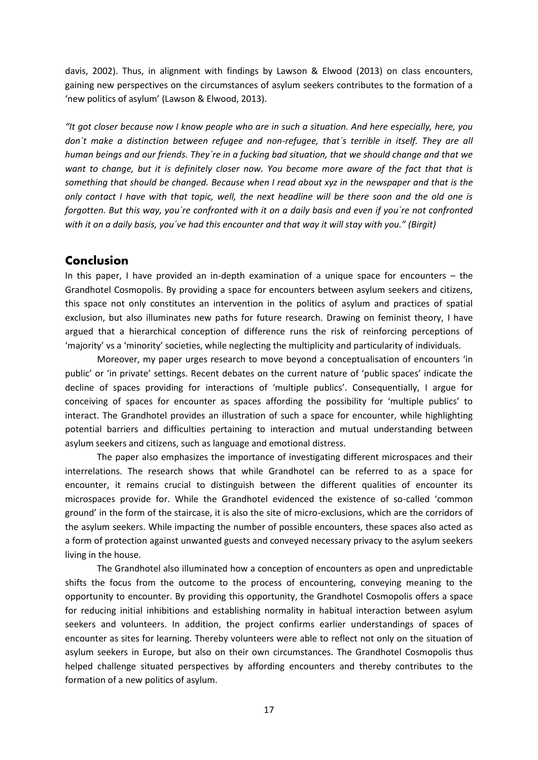davis, 2002). Thus, in alignment with findings by Lawson & Elwood (2013) on class encounters, gaining new perspectives on the circumstances of asylum seekers contributes to the formation of a 'new politics of asylum' (Lawson & Elwood, 2013).

*"It got closer because now I know people who are in such a situation. And here especially, here, you don´t make a distinction between refugee and non-refugee, that´s terrible in itself. They are all human beings and our friends. They´re in a fucking bad situation, that we should change and that we want to change, but it is definitely closer now. You become more aware of the fact that that is something that should be changed. Because when I read about xyz in the newspaper and that is the only contact I have with that topic, well, the next headline will be there soon and the old one is forgotten. But this way, you´re confronted with it on a daily basis and even if you´re not confronted with it on a daily basis, you´ve had this encounter and that way it will stay with you." (Birgit)*

## Conclusion

In this paper, I have provided an in-depth examination of a unique space for encounters – the Grandhotel Cosmopolis. By providing a space for encounters between asylum seekers and citizens, this space not only constitutes an intervention in the politics of asylum and practices of spatial exclusion, but also illuminates new paths for future research. Drawing on feminist theory, I have argued that a hierarchical conception of difference runs the risk of reinforcing perceptions of 'majority' vs a 'minority' societies, while neglecting the multiplicity and particularity of individuals.

Moreover, my paper urges research to move beyond a conceptualisation of encounters 'in public' or 'in private' settings. Recent debates on the current nature of 'public spaces' indicate the decline of spaces providing for interactions of 'multiple publics'. Consequentially, I argue for conceiving of spaces for encounter as spaces affording the possibility for 'multiple publics' to interact. The Grandhotel provides an illustration of such a space for encounter, while highlighting potential barriers and difficulties pertaining to interaction and mutual understanding between asylum seekers and citizens, such as language and emotional distress.

The paper also emphasizes the importance of investigating different microspaces and their interrelations. The research shows that while Grandhotel can be referred to as a space for encounter, it remains crucial to distinguish between the different qualities of encounter its microspaces provide for. While the Grandhotel evidenced the existence of so-called 'common ground' in the form of the staircase, it is also the site of micro-exclusions, which are the corridors of the asylum seekers. While impacting the number of possible encounters, these spaces also acted as a form of protection against unwanted guests and conveyed necessary privacy to the asylum seekers living in the house.

The Grandhotel also illuminated how a conception of encounters as open and unpredictable shifts the focus from the outcome to the process of encountering, conveying meaning to the opportunity to encounter. By providing this opportunity, the Grandhotel Cosmopolis offers a space for reducing initial inhibitions and establishing normality in habitual interaction between asylum seekers and volunteers. In addition, the project confirms earlier understandings of spaces of encounter as sites for learning. Thereby volunteers were able to reflect not only on the situation of asylum seekers in Europe, but also on their own circumstances. The Grandhotel Cosmopolis thus helped challenge situated perspectives by affording encounters and thereby contributes to the formation of a new politics of asylum.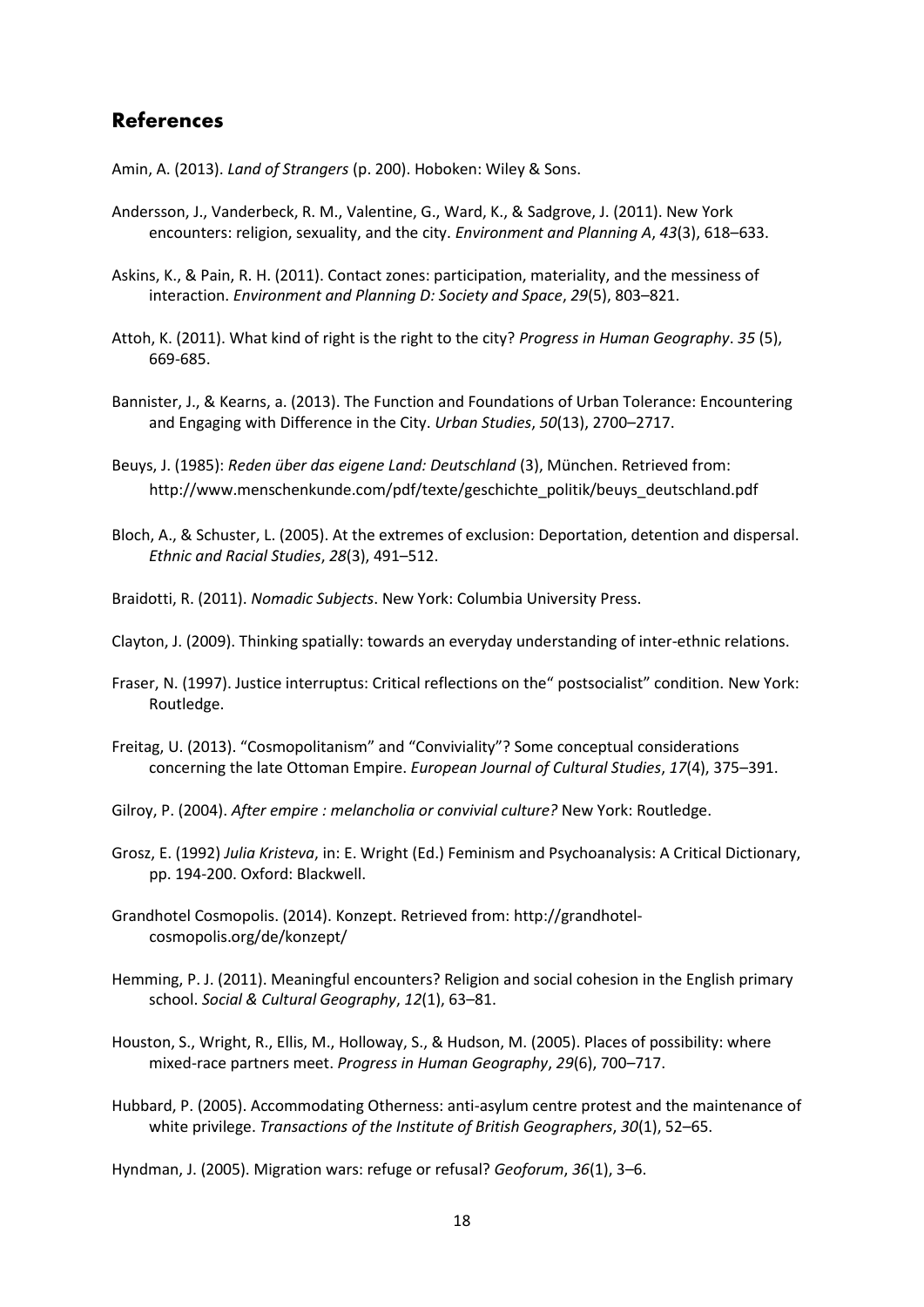## References

Amin, A. (2013). *Land of Strangers* (p. 200). Hoboken: Wiley & Sons.

Andersson, J., Vanderbeck, R. M., Valentine, G., Ward, K., & Sadgrove, J. (2011). New York encounters: religion, sexuality, and the city. *Environment and Planning A*, *43*(3), 618–633.

Askins, K., & Pain, R. H. (2011). Contact zones: participation, materiality, and the messiness of interaction. *Environment and Planning D: Society and Space*, *29*(5), 803–821.

Attoh, K. (2011). What kind of right is the right to the city? *Progress in Human Geography*. *35* (5), 669-685.

Bannister, J., & Kearns, a. (2013). The Function and Foundations of Urban Tolerance: Encountering and Engaging with Difference in the City. *Urban Studies*, *50*(13), 2700–2717.

Beuys, J. (1985): *Reden über das eigene Land: Deutschland* (3), München. Retrieved from: http://www.menschenkunde.com/pdf/texte/geschichte_politik/beuys_deutschland.pdf

Bloch, A., & Schuster, L. (2005). At the extremes of exclusion: Deportation, detention and dispersal. *Ethnic and Racial Studies*, *28*(3), 491–512.

Braidotti, R. (2011). *Nomadic Subjects*. New York: Columbia University Press.

Clayton, J. (2009). Thinking spatially: towards an everyday understanding of inter-ethnic relations.

Fraser, N. (1997). Justice interruptus: Critical reflections on the" postsocialist" condition. New York: Routledge.

Freitag, U. (2013). "Cosmopolitanism" and "Conviviality"? Some conceptual considerations concerning the late Ottoman Empire. *European Journal of Cultural Studies*, *17*(4), 375–391.

Gilroy, P. (2004). *After empire : melancholia or convivial culture?* New York: Routledge.

Grosz, E. (1992) *Julia Kristeva*, in: E. Wright (Ed.) Feminism and Psychoanalysis: A Critical Dictionary, pp. 194-200. Oxford: Blackwell.

Grandhotel Cosmopolis. (2014). Konzept. Retrieved from: http://grandhotel-cosmopolis.org/de/konzept/

Hemming, P. J. (2011). Meaningful encounters? Religion and social cohesion in the English primary school. *Social & Cultural Geography*, *12*(1), 63–81.

Houston, S., Wright, R., Ellis, M., Holloway, S., & Hudson, M. (2005). Places of possibility: where mixed-race partners meet. *Progress in Human Geography*, *29*(6), 700–717.

Hubbard, P. (2005). Accommodating Otherness: anti-asylum centre protest and the maintenance of white privilege. *Transactions of the Institute of British Geographers*, *30*(1), 52–65.

Hyndman, J. (2005). Migration wars: refuge or refusal? *Geoforum*, *36*(1), 3–6.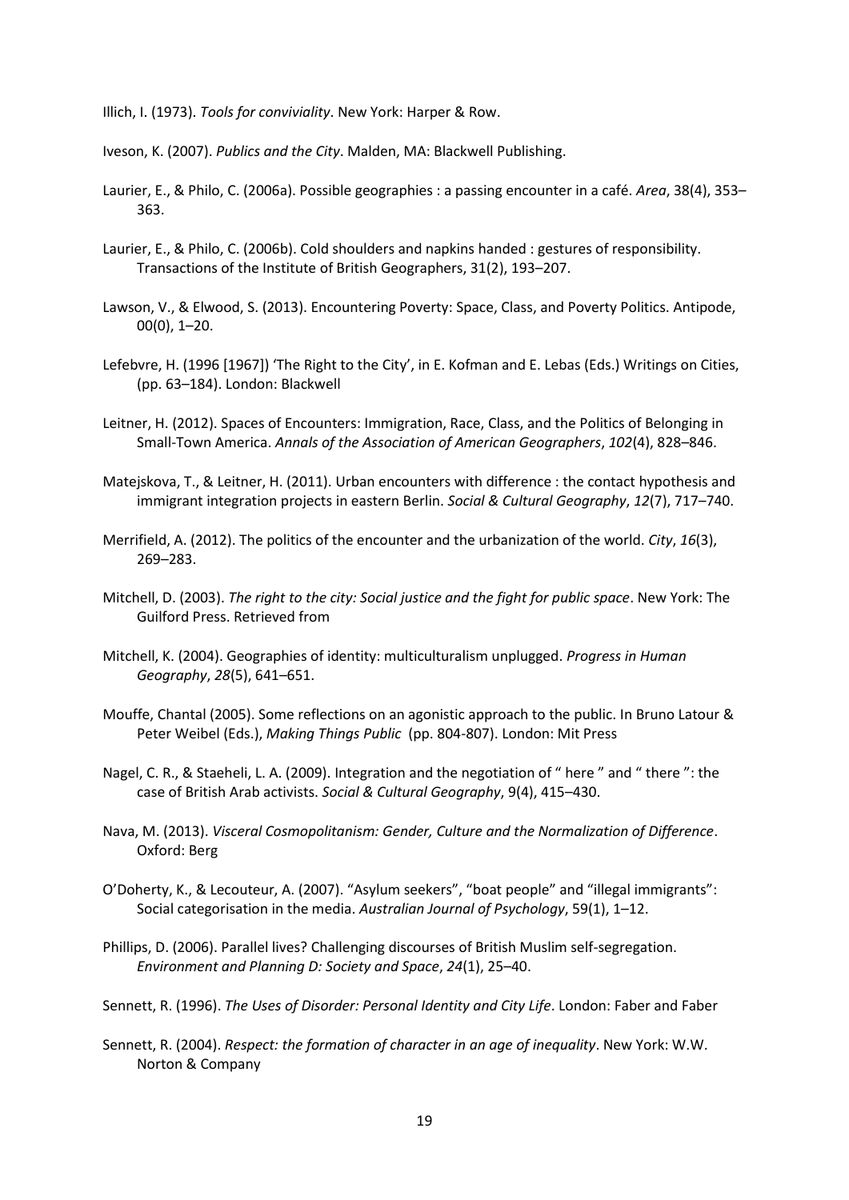Illich, I. (1973). *Tools for conviviality*. New York: Harper & Row.

Iveson, K. (2007). *Publics and the City*. Malden, MA: Blackwell Publishing.

Laurier, E., & Philo, C. (2006a). Possible geographies : a passing encounter in a café. *Area*, 38(4), 353–363.

Laurier, E., & Philo, C. (2006b). Cold shoulders and napkins handed : gestures of responsibility. Transactions of the Institute of British Geographers, 31(2), 193–207.

Lawson, V., & Elwood, S. (2013). Encountering Poverty: Space, Class, and Poverty Politics. Antipode, 00(0), 1–20.

Lefebvre, H. (1996 [1967]) 'The Right to the City', in E. Kofman and E. Lebas (Eds.) Writings on Cities, (pp. 63–184). London: Blackwell

Leitner, H. (2012). Spaces of Encounters: Immigration, Race, Class, and the Politics of Belonging in Small-Town America. *Annals of the Association of American Geographers*, *102*(4), 828–846.

Matejskova, T., & Leitner, H. (2011). Urban encounters with difference : the contact hypothesis and immigrant integration projects in eastern Berlin. *Social & Cultural Geography*, *12*(7), 717–740.

Merrifield, A. (2012). The politics of the encounter and the urbanization of the world. *City*, *16*(3), 269–283.

Mitchell, D. (2003). *The right to the city: Social justice and the fight for public space*. New York: The Guilford Press. Retrieved from

Mitchell, K. (2004). Geographies of identity: multiculturalism unplugged. *Progress in Human Geography*, *28*(5), 641–651.

Mouffe, Chantal (2005). Some reflections on an agonistic approach to the public. In Bruno Latour & Peter Weibel (Eds.), *Making Things Public* (pp. 804-807). London: Mit Press

Nagel, C. R., & Staeheli, L. A. (2009). Integration and the negotiation of " here " and " there ": the case of British Arab activists. *Social & Cultural Geography*, 9(4), 415–430.

Nava, M. (2013). *Visceral Cosmopolitanism: Gender, Culture and the Normalization of Difference*. Oxford: Berg

O'Doherty, K., & Lecouteur, A. (2007). "Asylum seekers", "boat people" and "illegal immigrants": Social categorisation in the media. *Australian Journal of Psychology*, 59(1), 1–12.

Phillips, D. (2006). Parallel lives? Challenging discourses of British Muslim self-segregation. *Environment and Planning D: Society and Space*, *24*(1), 25–40.

Sennett, R. (1996). *The Uses of Disorder: Personal Identity and City Life*. London: Faber and Faber

Sennett, R. (2004). *Respect: the formation of character in an age of inequality*. New York: W.W. Norton & Company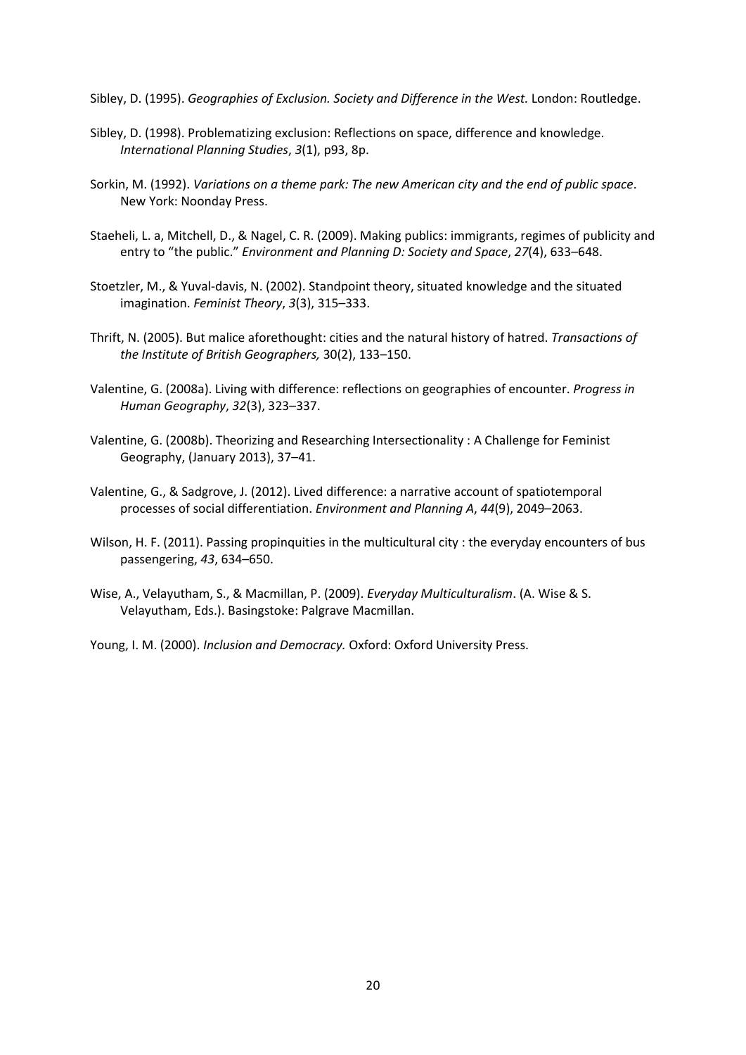Sibley, D. (1995). *Geographies of Exclusion. Society and Difference in the West.* London: Routledge.

Sibley, D. (1998). Problematizing exclusion: Reflections on space, difference and knowledge. *International Planning Studies*, *3*(1), p93, 8p.

Sorkin, M. (1992). *Variations on a theme park: The new American city and the end of public space*. New York: Noonday Press.

Staeheli, L. a, Mitchell, D., & Nagel, C. R. (2009). Making publics: immigrants, regimes of publicity and entry to "the public." *Environment and Planning D: Society and Space*, *27*(4), 633–648.

Stoetzler, M., & Yuval-davis, N. (2002). Standpoint theory, situated knowledge and the situated imagination. *Feminist Theory*, *3*(3), 315–333.

Thrift, N. (2005). But malice aforethought: cities and the natural history of hatred. *Transactions of the Institute of British Geographers,* 30(2), 133–150.

Valentine, G. (2008a). Living with difference: reflections on geographies of encounter. *Progress in Human Geography*, *32*(3), 323–337.

Valentine, G. (2008b). Theorizing and Researching Intersectionality : A Challenge for Feminist Geography, (January 2013), 37–41.

Valentine, G., & Sadgrove, J. (2012). Lived difference: a narrative account of spatiotemporal processes of social differentiation. *Environment and Planning A*, *44*(9), 2049–2063.

Wilson, H. F. (2011). Passing propinquities in the multicultural city : the everyday encounters of bus passengering, *43*, 634–650.

Wise, A., Velayutham, S., & Macmillan, P. (2009). *Everyday Multiculturalism*. (A. Wise & S. Velayutham, Eds.). Basingstoke: Palgrave Macmillan.

Young, I. M. (2000). *Inclusion and Democracy.* Oxford: Oxford University Press.